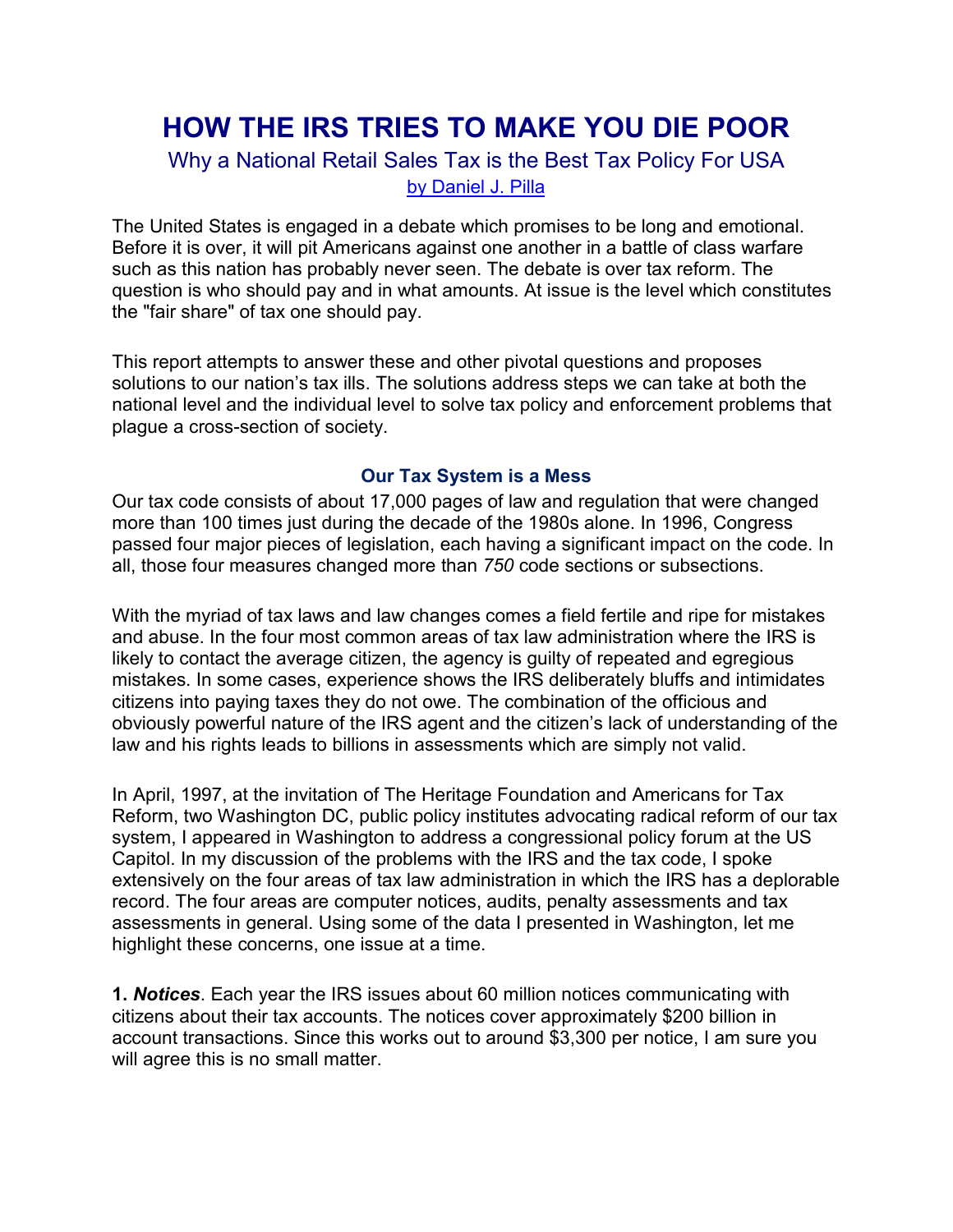# HOW THE IRS TRIES TO MAKE YOU DIE POOR

## Why a National Retail Sales Tax is the Best Tax Policy For USA

by Daniel J. Pilla

The United States is engaged in a debate which promises to be long and emotional. Before it is over, it will pit Americans against one another in a battle of class warfare such as this nation has probably never seen. The debate is over tax reform. The question is who should pay and in what amounts. At issue is the level which constitutes the "fair share" of tax one should pay.

This report attempts to answer these and other pivotal questions and proposes solutions to our nation's tax ills. The solutions address steps we can take at both the national level and the individual level to solve tax policy and enforcement problems that plague a cross-section of society.

### Our Tax System is a Mess

Our tax code consists of about 17,000 pages of law and regulation that were changed more than 100 times just during the decade of the 1980s alone. In 1996, Congress passed four major pieces of legislation, each having a significant impact on the code. In all, those four measures changed more than *750* code sections or subsections.

With the myriad of tax laws and law changes comes a field fertile and ripe for mistakes and abuse. In the four most common areas of tax law administration where the IRS is likely to contact the average citizen, the agency is guilty of repeated and egregious mistakes. In some cases, experience shows the IRS deliberately bluffs and intimidates citizens into paying taxes they do not owe. The combination of the officious and obviously powerful nature of the IRS agent and the citizen's lack of understanding of the law and his rights leads to billions in assessments which are simply not valid.

In April, 1997, at the invitation of The Heritage Foundation and Americans for Tax Reform, two Washington DC, public policy institutes advocating radical reform of our tax system, I appeared in Washington to address a congressional policy forum at the US Capitol. In my discussion of the problems with the IRS and the tax code, I spoke extensively on the four areas of tax law administration in which the IRS has a deplorable record. The four areas are computer notices, audits, penalty assessments and tax assessments in general. Using some of the data I presented in Washington, let me highlight these concerns, one issue at a time.

**1. *Notices*.** Each year the IRS issues about 60 million notices communicating with citizens about their tax accounts. The notices cover approximately $200 billion in account transactions. Since this works out to around $3,300 per notice, I am sure you will agree this is no small matter.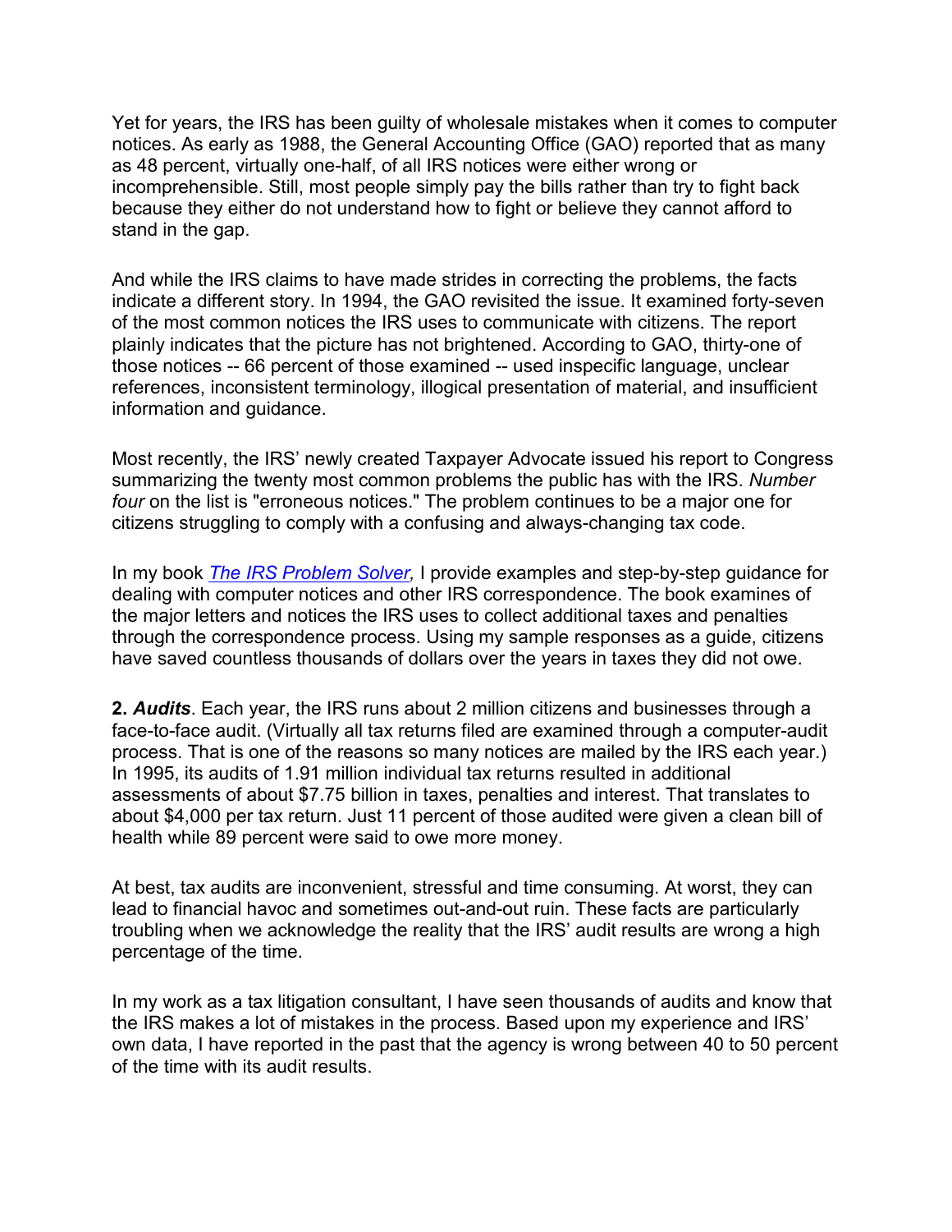Yet for years, the IRS has been guilty of wholesale mistakes when it comes to computer notices. As early as 1988, the General Accounting Office (GAO) reported that as many as 48 percent, virtually one-half, of all IRS notices were either wrong or incomprehensible. Still, most people simply pay the bills rather than try to fight back because they either do not understand how to fight or believe they cannot afford to stand in the gap.

And while the IRS claims to have made strides in correcting the problems, the facts indicate a different story. In 1994, the GAO revisited the issue. It examined forty-seven of the most common notices the IRS uses to communicate with citizens. The report plainly indicates that the picture has not brightened. According to GAO, thirty-one of those notices -- 66 percent of those examined -- used inspecific language, unclear references, inconsistent terminology, illogical presentation of material, and insufficient information and guidance.

Most recently, the IRS' newly created Taxpayer Advocate issued his report to Congress summarizing the twenty most common problems the public has with the IRS. *Number four* on the list is "erroneous notices." The problem continues to be a major one for citizens struggling to comply with a confusing and always-changing tax code.

In my book *The IRS Problem Solver,* I provide examples and step-by-step guidance for dealing with computer notices and other IRS correspondence. The book examines of the major letters and notices the IRS uses to collect additional taxes and penalties through the correspondence process. Using my sample responses as a guide, citizens have saved countless thousands of dollars over the years in taxes they did not owe.

**2. *Audits***. Each year, the IRS runs about 2 million citizens and businesses through a face-to-face audit. (Virtually all tax returns filed are examined through a computer-audit process. That is one of the reasons so many notices are mailed by the IRS each year.) In 1995, its audits of 1.91 million individual tax returns resulted in additional assessments of about $7.75 billion in taxes, penalties and interest. That translates to about $4,000 per tax return. Just 11 percent of those audited were given a clean bill of health while 89 percent were said to owe more money.

At best, tax audits are inconvenient, stressful and time consuming. At worst, they can lead to financial havoc and sometimes out-and-out ruin. These facts are particularly troubling when we acknowledge the reality that the IRS' audit results are wrong a high percentage of the time.

In my work as a tax litigation consultant, I have seen thousands of audits and know that the IRS makes a lot of mistakes in the process. Based upon my experience and IRS' own data, I have reported in the past that the agency is wrong between 40 to 50 percent of the time with its audit results.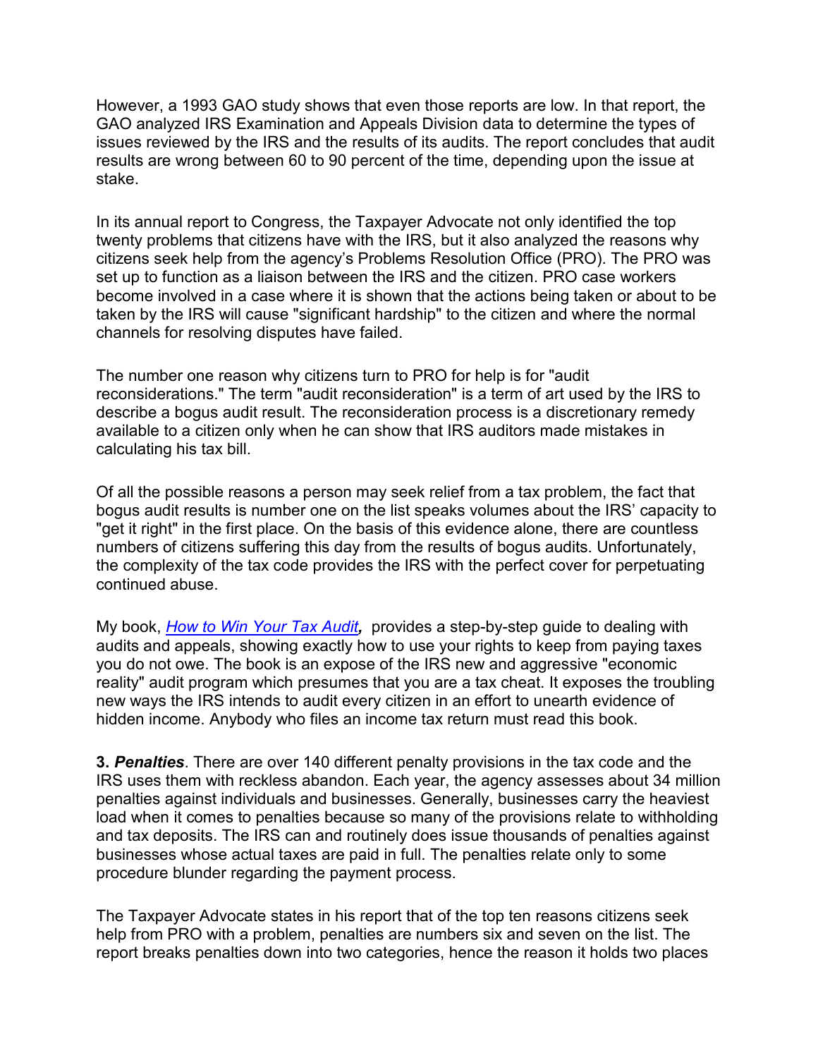However, a 1993 GAO study shows that even those reports are low. In that report, the GAO analyzed IRS Examination and Appeals Division data to determine the types of issues reviewed by the IRS and the results of its audits. The report concludes that audit results are wrong between 60 to 90 percent of the time, depending upon the issue at stake.

In its annual report to Congress, the Taxpayer Advocate not only identified the top twenty problems that citizens have with the IRS, but it also analyzed the reasons why citizens seek help from the agency's Problems Resolution Office (PRO). The PRO was set up to function as a liaison between the IRS and the citizen. PRO case workers become involved in a case where it is shown that the actions being taken or about to be taken by the IRS will cause "significant hardship" to the citizen and where the normal channels for resolving disputes have failed.

The number one reason why citizens turn to PRO for help is for "audit reconsiderations." The term "audit reconsideration" is a term of art used by the IRS to describe a bogus audit result. The reconsideration process is a discretionary remedy available to a citizen only when he can show that IRS auditors made mistakes in calculating his tax bill.

Of all the possible reasons a person may seek relief from a tax problem, the fact that bogus audit results is number one on the list speaks volumes about the IRS' capacity to "get it right" in the first place. On the basis of this evidence alone, there are countless numbers of citizens suffering this day from the results of bogus audits. Unfortunately, the complexity of the tax code provides the IRS with the perfect cover for perpetuating continued abuse.

My book, *How to Win Your Tax Audit***,** provides a step-by-step guide to dealing with audits and appeals, showing exactly how to use your rights to keep from paying taxes you do not owe. The book is an expose of the IRS new and aggressive "economic reality" audit program which presumes that you are a tax cheat. It exposes the troubling new ways the IRS intends to audit every citizen in an effort to unearth evidence of hidden income. Anybody who files an income tax return must read this book.

**3. *Penalties***. There are over 140 different penalty provisions in the tax code and the IRS uses them with reckless abandon. Each year, the agency assesses about 34 million penalties against individuals and businesses. Generally, businesses carry the heaviest load when it comes to penalties because so many of the provisions relate to withholding and tax deposits. The IRS can and routinely does issue thousands of penalties against businesses whose actual taxes are paid in full. The penalties relate only to some procedure blunder regarding the payment process.

The Taxpayer Advocate states in his report that of the top ten reasons citizens seek help from PRO with a problem, penalties are numbers six and seven on the list. The report breaks penalties down into two categories, hence the reason it holds two places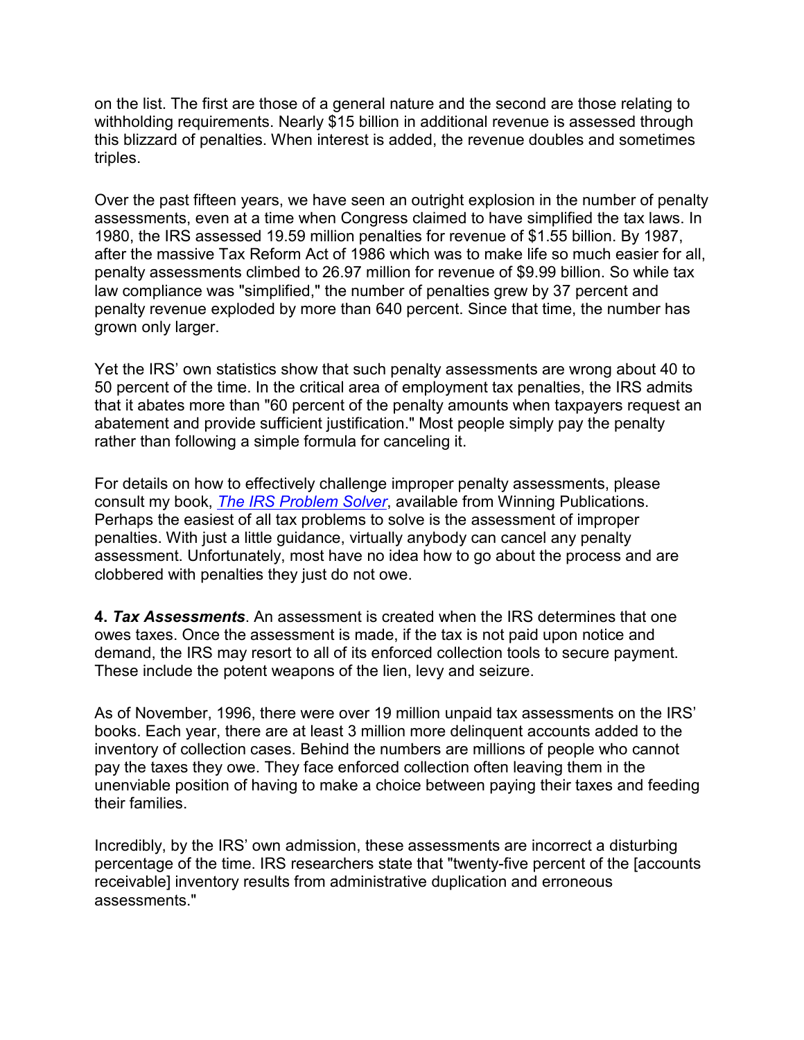on the list. The first are those of a general nature and the second are those relating to withholding requirements. Nearly $15 billion in additional revenue is assessed through this blizzard of penalties. When interest is added, the revenue doubles and sometimes triples.

Over the past fifteen years, we have seen an outright explosion in the number of penalty assessments, even at a time when Congress claimed to have simplified the tax laws. In 1980, the IRS assessed 19.59 million penalties for revenue of $1.55 billion. By 1987, after the massive Tax Reform Act of 1986 which was to make life so much easier for all, penalty assessments climbed to 26.97 million for revenue of $9.99 billion. So while tax law compliance was "simplified," the number of penalties grew by 37 percent and penalty revenue exploded by more than 640 percent. Since that time, the number has grown only larger.

Yet the IRS' own statistics show that such penalty assessments are wrong about 40 to 50 percent of the time. In the critical area of employment tax penalties, the IRS admits that it abates more than "60 percent of the penalty amounts when taxpayers request an abatement and provide sufficient justification." Most people simply pay the penalty rather than following a simple formula for canceling it.

For details on how to effectively challenge improper penalty assessments, please consult my book, *The IRS Problem Solver*, available from Winning Publications. Perhaps the easiest of all tax problems to solve is the assessment of improper penalties. With just a little guidance, virtually anybody can cancel any penalty assessment. Unfortunately, most have no idea how to go about the process and are clobbered with penalties they just do not owe.

**4. *Tax Assessments***. An assessment is created when the IRS determines that one owes taxes. Once the assessment is made, if the tax is not paid upon notice and demand, the IRS may resort to all of its enforced collection tools to secure payment. These include the potent weapons of the lien, levy and seizure.

As of November, 1996, there were over 19 million unpaid tax assessments on the IRS' books. Each year, there are at least 3 million more delinquent accounts added to the inventory of collection cases. Behind the numbers are millions of people who cannot pay the taxes they owe. They face enforced collection often leaving them in the unenviable position of having to make a choice between paying their taxes and feeding their families.

Incredibly, by the IRS' own admission, these assessments are incorrect a disturbing percentage of the time. IRS researchers state that "twenty-five percent of the [accounts receivable] inventory results from administrative duplication and erroneous assessments."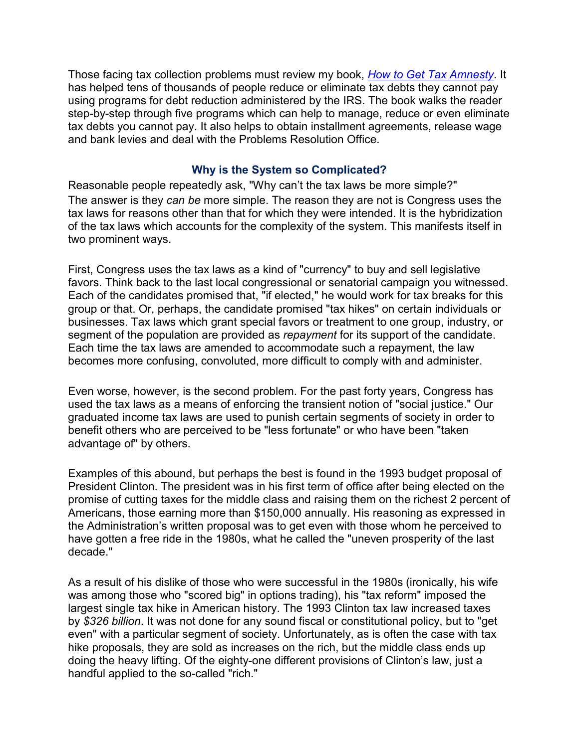Those facing tax collection problems must review my book, *[How to Get Tax Amnesty](#)*. It has helped tens of thousands of people reduce or eliminate tax debts they cannot pay using programs for debt reduction administered by the IRS. The book walks the reader step-by-step through five programs which can help to manage, reduce or even eliminate tax debts you cannot pay. It also helps to obtain installment agreements, release wage and bank levies and deal with the Problems Resolution Office.

## Why is the System so Complicated?

Reasonable people repeatedly ask, "Why can't the tax laws be more simple?" The answer is they *can be* more simple. The reason they are not is Congress uses the tax laws for reasons other than that for which they were intended. It is the hybridization of the tax laws which accounts for the complexity of the system. This manifests itself in two prominent ways.

First, Congress uses the tax laws as a kind of "currency" to buy and sell legislative favors. Think back to the last local congressional or senatorial campaign you witnessed. Each of the candidates promised that, "if elected," he would work for tax breaks for this group or that. Or, perhaps, the candidate promised "tax hikes" on certain individuals or businesses. Tax laws which grant special favors or treatment to one group, industry, or segment of the population are provided as *repayment* for its support of the candidate. Each time the tax laws are amended to accommodate such a repayment, the law becomes more confusing, convoluted, more difficult to comply with and administer.

Even worse, however, is the second problem. For the past forty years, Congress has used the tax laws as a means of enforcing the transient notion of "social justice." Our graduated income tax laws are used to punish certain segments of society in order to benefit others who are perceived to be "less fortunate" or who have been "taken advantage of" by others.

Examples of this abound, but perhaps the best is found in the 1993 budget proposal of President Clinton. The president was in his first term of office after being elected on the promise of cutting taxes for the middle class and raising them on the richest 2 percent of Americans, those earning more than $150,000 annually. His reasoning as expressed in the Administration's written proposal was to get even with those whom he perceived to have gotten a free ride in the 1980s, what he called the "uneven prosperity of the last decade."

As a result of his dislike of those who were successful in the 1980s (ironically, his wife was among those who "scored big" in options trading), his "tax reform" imposed the largest single tax hike in American history. The 1993 Clinton tax law increased taxes by *$326 billion*. It was not done for any sound fiscal or constitutional policy, but to "get even" with a particular segment of society. Unfortunately, as is often the case with tax hike proposals, they are sold as increases on the rich, but the middle class ends up doing the heavy lifting. Of the eighty-one different provisions of Clinton's law, just a handful applied to the so-called "rich."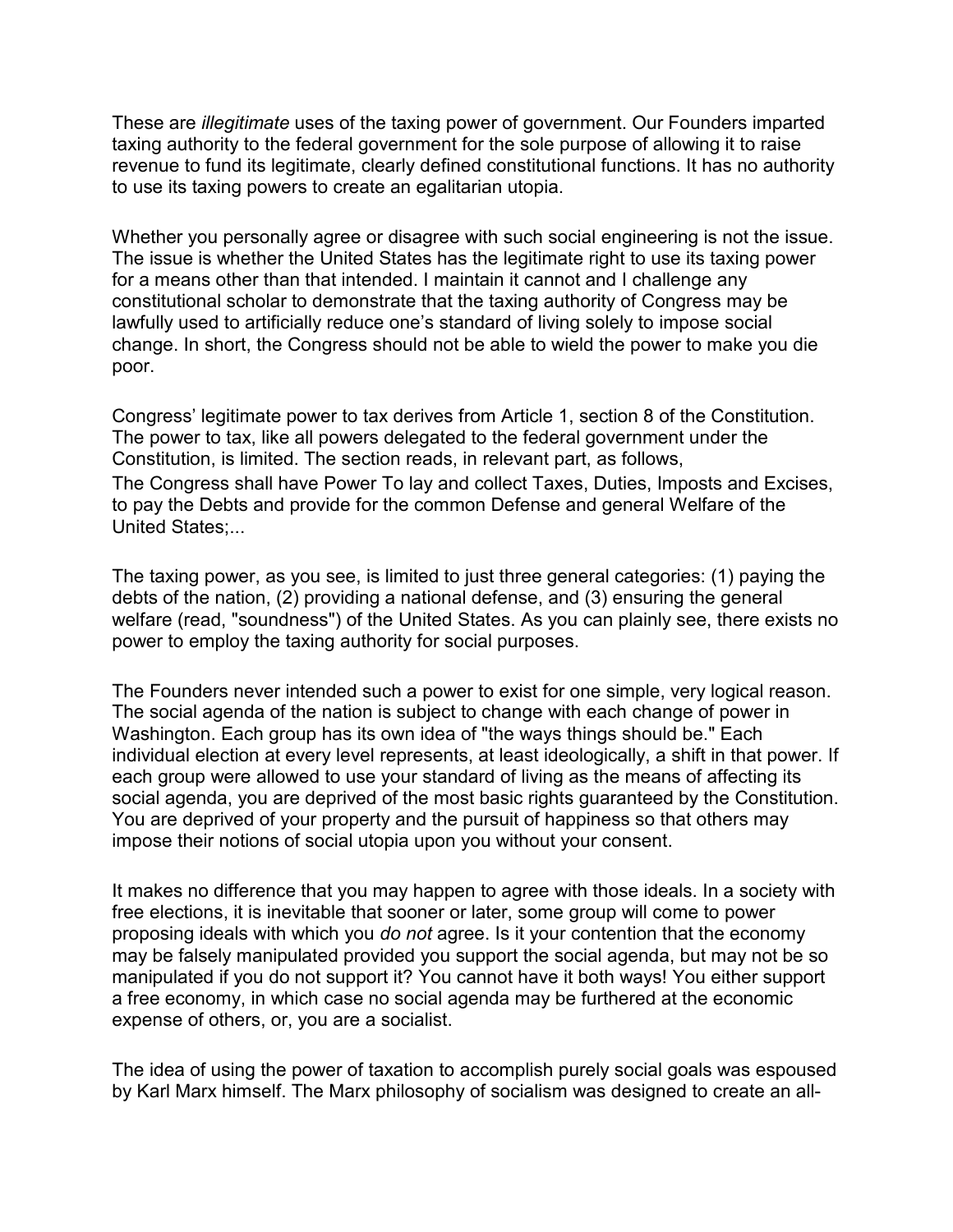These are *illegitimate* uses of the taxing power of government. Our Founders imparted taxing authority to the federal government for the sole purpose of allowing it to raise revenue to fund its legitimate, clearly defined constitutional functions. It has no authority to use its taxing powers to create an egalitarian utopia.

Whether you personally agree or disagree with such social engineering is not the issue. The issue is whether the United States has the legitimate right to use its taxing power for a means other than that intended. I maintain it cannot and I challenge any constitutional scholar to demonstrate that the taxing authority of Congress may be lawfully used to artificially reduce one's standard of living solely to impose social change. In short, the Congress should not be able to wield the power to make you die poor.

Congress' legitimate power to tax derives from Article 1, section 8 of the Constitution. The power to tax, like all powers delegated to the federal government under the Constitution, is limited. The section reads, in relevant part, as follows,

The Congress shall have Power To lay and collect Taxes, Duties, Imposts and Excises, to pay the Debts and provide for the common Defense and general Welfare of the United States;...

The taxing power, as you see, is limited to just three general categories: (1) paying the debts of the nation, (2) providing a national defense, and (3) ensuring the general welfare (read, "soundness") of the United States. As you can plainly see, there exists no power to employ the taxing authority for social purposes.

The Founders never intended such a power to exist for one simple, very logical reason. The social agenda of the nation is subject to change with each change of power in Washington. Each group has its own idea of "the ways things should be." Each individual election at every level represents, at least ideologically, a shift in that power. If each group were allowed to use your standard of living as the means of affecting its social agenda, you are deprived of the most basic rights guaranteed by the Constitution. You are deprived of your property and the pursuit of happiness so that others may impose their notions of social utopia upon you without your consent.

It makes no difference that you may happen to agree with those ideals. In a society with free elections, it is inevitable that sooner or later, some group will come to power proposing ideals with which you *do not* agree. Is it your contention that the economy may be falsely manipulated provided you support the social agenda, but may not be so manipulated if you do not support it? You cannot have it both ways! You either support a free economy, in which case no social agenda may be furthered at the economic expense of others, or, you are a socialist.

The idea of using the power of taxation to accomplish purely social goals was espoused by Karl Marx himself. The Marx philosophy of socialism was designed to create an all-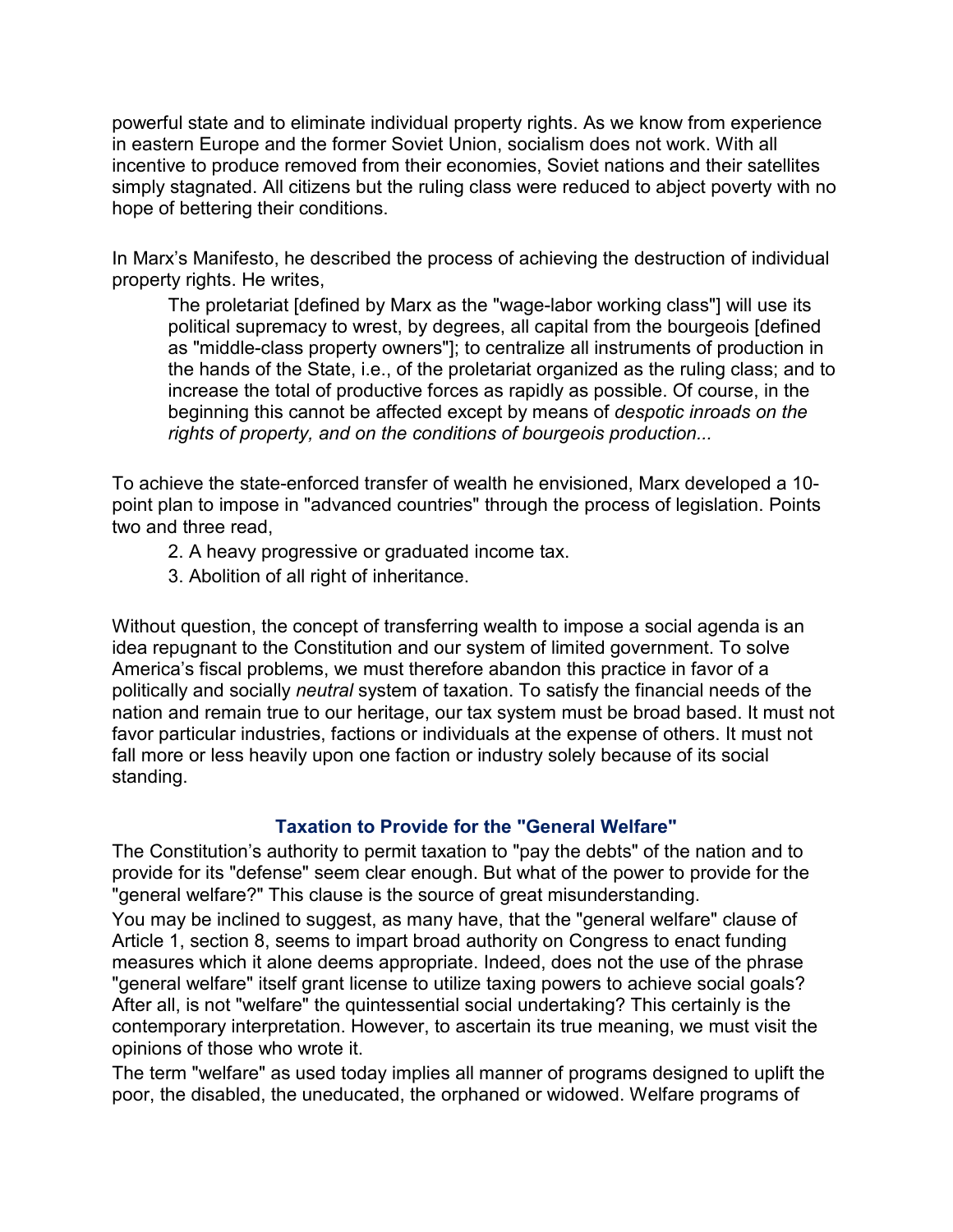powerful state and to eliminate individual property rights. As we know from experience in eastern Europe and the former Soviet Union, socialism does not work. With all incentive to produce removed from their economies, Soviet nations and their satellites simply stagnated. All citizens but the ruling class were reduced to abject poverty with no hope of bettering their conditions.

In Marx's Manifesto, he described the process of achieving the destruction of individual property rights. He writes,

> The proletariat [defined by Marx as the "wage-labor working class"] will use its political supremacy to wrest, by degrees, all capital from the bourgeois [defined as "middle-class property owners"]; to centralize all instruments of production in the hands of the State, i.e., of the proletariat organized as the ruling class; and to increase the total of productive forces as rapidly as possible. Of course, in the beginning this cannot be affected except by means of *despotic inroads on the rights of property, and on the conditions of bourgeois production...*

To achieve the state-enforced transfer of wealth he envisioned, Marx developed a 10-point plan to impose in "advanced countries" through the process of legislation. Points two and three read,

> 2. A heavy progressive or graduated income tax.
> 3. Abolition of all right of inheritance.

Without question, the concept of transferring wealth to impose a social agenda is an idea repugnant to the Constitution and our system of limited government. To solve America's fiscal problems, we must therefore abandon this practice in favor of a politically and socially *neutral* system of taxation. To satisfy the financial needs of the nation and remain true to our heritage, our tax system must be broad based. It must not favor particular industries, factions or individuals at the expense of others. It must not fall more or less heavily upon one faction or industry solely because of its social standing.

## Taxation to Provide for the "General Welfare"

The Constitution's authority to permit taxation to "pay the debts" of the nation and to provide for its "defense" seem clear enough. But what of the power to provide for the "general welfare?" This clause is the source of great misunderstanding.

You may be inclined to suggest, as many have, that the "general welfare" clause of Article 1, section 8, seems to impart broad authority on Congress to enact funding measures which it alone deems appropriate. Indeed, does not the use of the phrase "general welfare" itself grant license to utilize taxing powers to achieve social goals? After all, is not "welfare" the quintessential social undertaking? This certainly is the contemporary interpretation. However, to ascertain its true meaning, we must visit the opinions of those who wrote it.

The term "welfare" as used today implies all manner of programs designed to uplift the poor, the disabled, the uneducated, the orphaned or widowed. Welfare programs of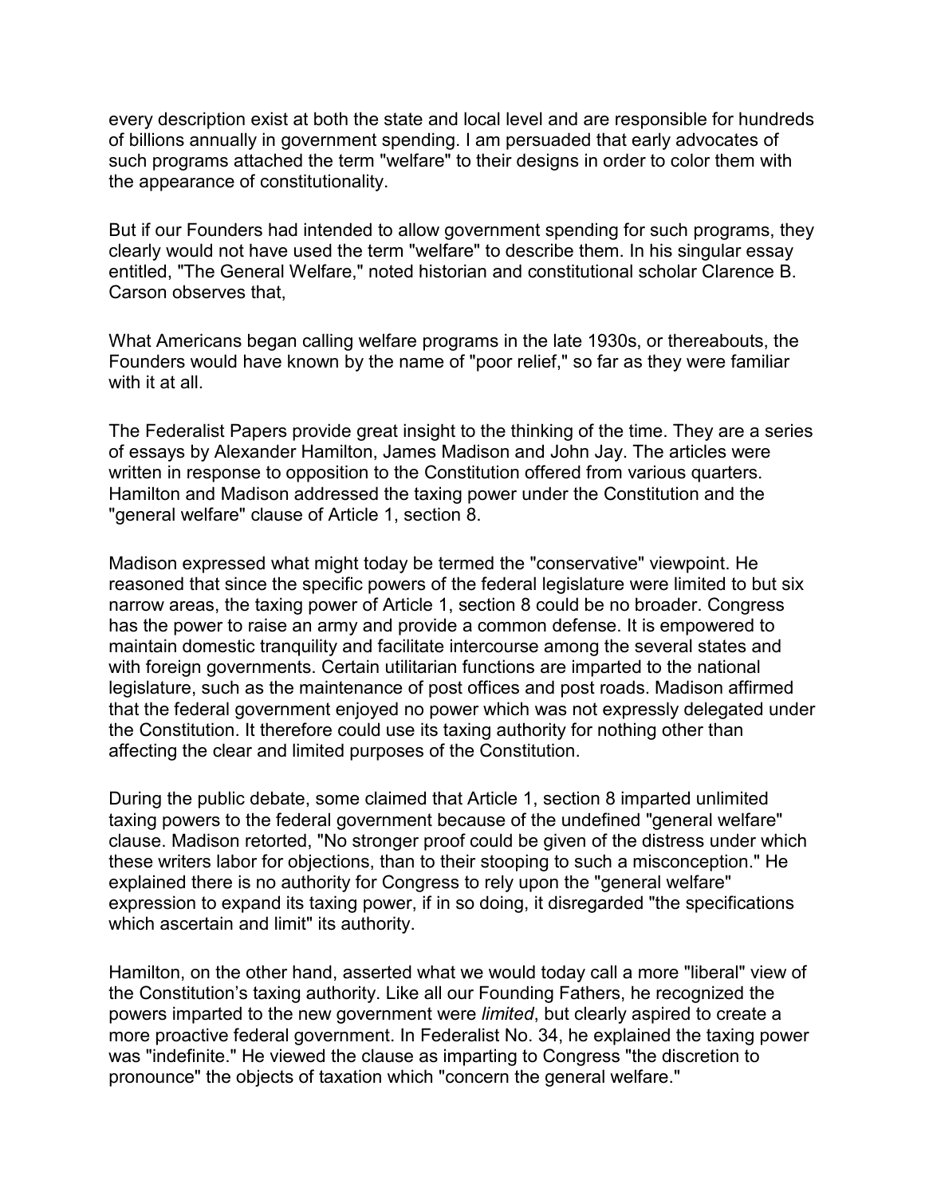every description exist at both the state and local level and are responsible for hundreds of billions annually in government spending. I am persuaded that early advocates of such programs attached the term "welfare" to their designs in order to color them with the appearance of constitutionality.

But if our Founders had intended to allow government spending for such programs, they clearly would not have used the term "welfare" to describe them. In his singular essay entitled, "The General Welfare," noted historian and constitutional scholar Clarence B. Carson observes that,

What Americans began calling welfare programs in the late 1930s, or thereabouts, the Founders would have known by the name of "poor relief," so far as they were familiar with it at all.

The Federalist Papers provide great insight to the thinking of the time. They are a series of essays by Alexander Hamilton, James Madison and John Jay. The articles were written in response to opposition to the Constitution offered from various quarters. Hamilton and Madison addressed the taxing power under the Constitution and the "general welfare" clause of Article 1, section 8.

Madison expressed what might today be termed the "conservative" viewpoint. He reasoned that since the specific powers of the federal legislature were limited to but six narrow areas, the taxing power of Article 1, section 8 could be no broader. Congress has the power to raise an army and provide a common defense. It is empowered to maintain domestic tranquility and facilitate intercourse among the several states and with foreign governments. Certain utilitarian functions are imparted to the national legislature, such as the maintenance of post offices and post roads. Madison affirmed that the federal government enjoyed no power which was not expressly delegated under the Constitution. It therefore could use its taxing authority for nothing other than affecting the clear and limited purposes of the Constitution.

During the public debate, some claimed that Article 1, section 8 imparted unlimited taxing powers to the federal government because of the undefined "general welfare" clause. Madison retorted, "No stronger proof could be given of the distress under which these writers labor for objections, than to their stooping to such a misconception." He explained there is no authority for Congress to rely upon the "general welfare" expression to expand its taxing power, if in so doing, it disregarded "the specifications which ascertain and limit" its authority.

Hamilton, on the other hand, asserted what we would today call a more "liberal" view of the Constitution's taxing authority. Like all our Founding Fathers, he recognized the powers imparted to the new government were *limited*, but clearly aspired to create a more proactive federal government. In Federalist No. 34, he explained the taxing power was "indefinite." He viewed the clause as imparting to Congress "the discretion to pronounce" the objects of taxation which "concern the general welfare."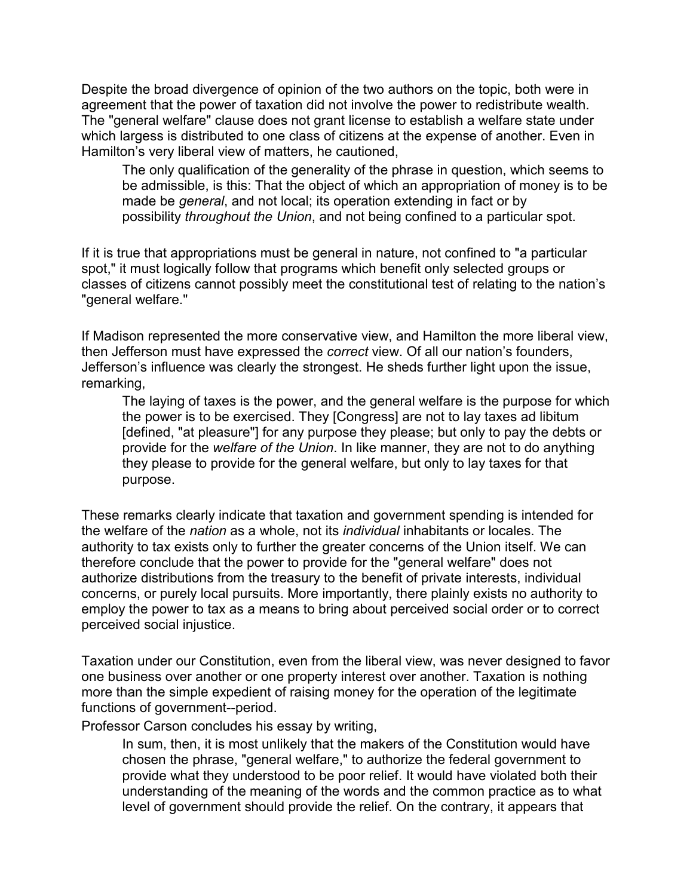Despite the broad divergence of opinion of the two authors on the topic, both were in agreement that the power of taxation did not involve the power to redistribute wealth. The "general welfare" clause does not grant license to establish a welfare state under which largess is distributed to one class of citizens at the expense of another. Even in Hamilton's very liberal view of matters, he cautioned,

> The only qualification of the generality of the phrase in question, which seems to be admissible, is this: That the object of which an appropriation of money is to be made be *general*, and not local; its operation extending in fact or by possibility *throughout the Union*, and not being confined to a particular spot.

If it is true that appropriations must be general in nature, not confined to "a particular spot," it must logically follow that programs which benefit only selected groups or classes of citizens cannot possibly meet the constitutional test of relating to the nation's "general welfare."

If Madison represented the more conservative view, and Hamilton the more liberal view, then Jefferson must have expressed the *correct* view. Of all our nation's founders, Jefferson's influence was clearly the strongest. He sheds further light upon the issue, remarking,

> The laying of taxes is the power, and the general welfare is the purpose for which the power is to be exercised. They [Congress] are not to lay taxes ad libitum [defined, "at pleasure"] for any purpose they please; but only to pay the debts or provide for the *welfare of the Union*. In like manner, they are not to do anything they please to provide for the general welfare, but only to lay taxes for that purpose.

These remarks clearly indicate that taxation and government spending is intended for the welfare of the *nation* as a whole, not its *individual* inhabitants or locales. The authority to tax exists only to further the greater concerns of the Union itself. We can therefore conclude that the power to provide for the "general welfare" does not authorize distributions from the treasury to the benefit of private interests, individual concerns, or purely local pursuits. More importantly, there plainly exists no authority to employ the power to tax as a means to bring about perceived social order or to correct perceived social injustice.

Taxation under our Constitution, even from the liberal view, was never designed to favor one business over another or one property interest over another. Taxation is nothing more than the simple expedient of raising money for the operation of the legitimate functions of government--period.

Professor Carson concludes his essay by writing,

> In sum, then, it is most unlikely that the makers of the Constitution would have chosen the phrase, "general welfare," to authorize the federal government to provide what they understood to be poor relief. It would have violated both their understanding of the meaning of the words and the common practice as to what level of government should provide the relief. On the contrary, it appears that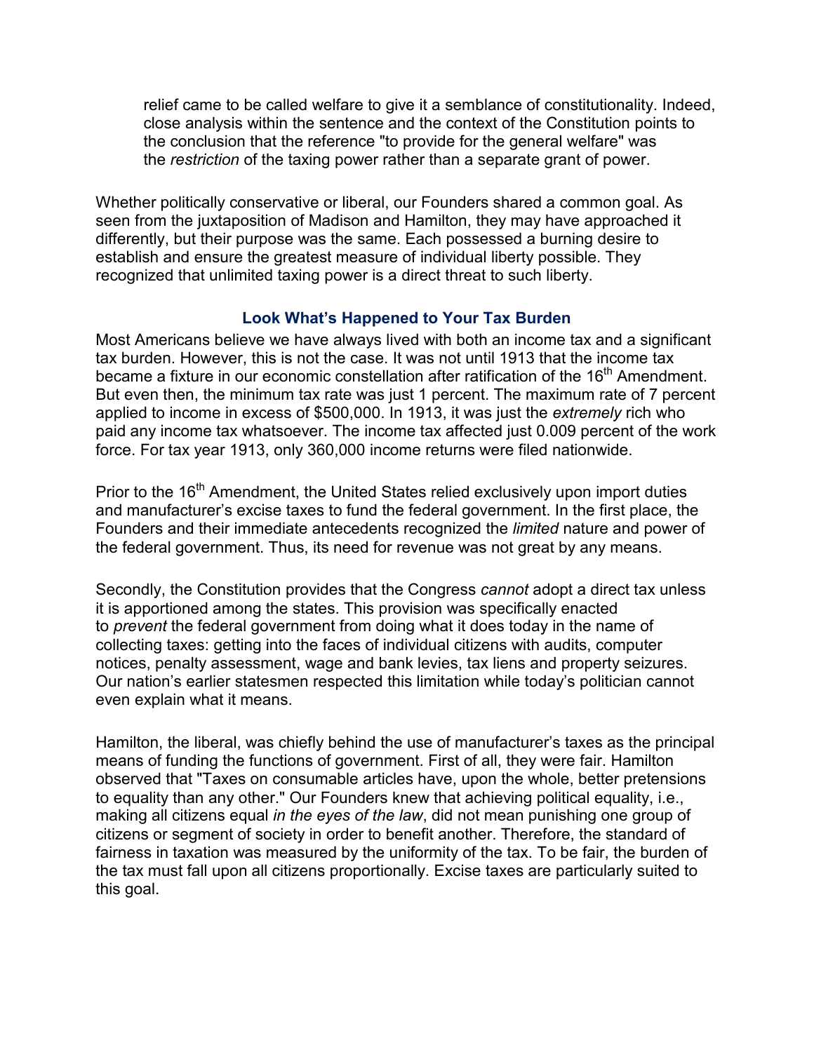> relief came to be called welfare to give it a semblance of constitutionality. Indeed, close analysis within the sentence and the context of the Constitution points to the conclusion that the reference "to provide for the general welfare" was the *restriction* of the taxing power rather than a separate grant of power.

Whether politically conservative or liberal, our Founders shared a common goal. As seen from the juxtaposition of Madison and Hamilton, they may have approached it differently, but their purpose was the same. Each possessed a burning desire to establish and ensure the greatest measure of individual liberty possible. They recognized that unlimited taxing power is a direct threat to such liberty.

## Look What's Happened to Your Tax Burden

Most Americans believe we have always lived with both an income tax and a significant tax burden. However, this is not the case. It was not until 1913 that the income tax became a fixture in our economic constellation after ratification of the 16th Amendment. But even then, the minimum tax rate was just 1 percent. The maximum rate of 7 percent applied to income in excess of $500,000. In 1913, it was just the *extremely* rich who paid any income tax whatsoever. The income tax affected just 0.009 percent of the work force. For tax year 1913, only 360,000 income returns were filed nationwide.

Prior to the 16th Amendment, the United States relied exclusively upon import duties and manufacturer's excise taxes to fund the federal government. In the first place, the Founders and their immediate antecedents recognized the *limited* nature and power of the federal government. Thus, its need for revenue was not great by any means.

Secondly, the Constitution provides that the Congress *cannot* adopt a direct tax unless it is apportioned among the states. This provision was specifically enacted to *prevent* the federal government from doing what it does today in the name of collecting taxes: getting into the faces of individual citizens with audits, computer notices, penalty assessment, wage and bank levies, tax liens and property seizures. Our nation's earlier statesmen respected this limitation while today's politician cannot even explain what it means.

Hamilton, the liberal, was chiefly behind the use of manufacturer's taxes as the principal means of funding the functions of government. First of all, they were fair. Hamilton observed that "Taxes on consumable articles have, upon the whole, better pretensions to equality than any other." Our Founders knew that achieving political equality, i.e., making all citizens equal *in the eyes of the law*, did not mean punishing one group of citizens or segment of society in order to benefit another. Therefore, the standard of fairness in taxation was measured by the uniformity of the tax. To be fair, the burden of the tax must fall upon all citizens proportionally. Excise taxes are particularly suited to this goal.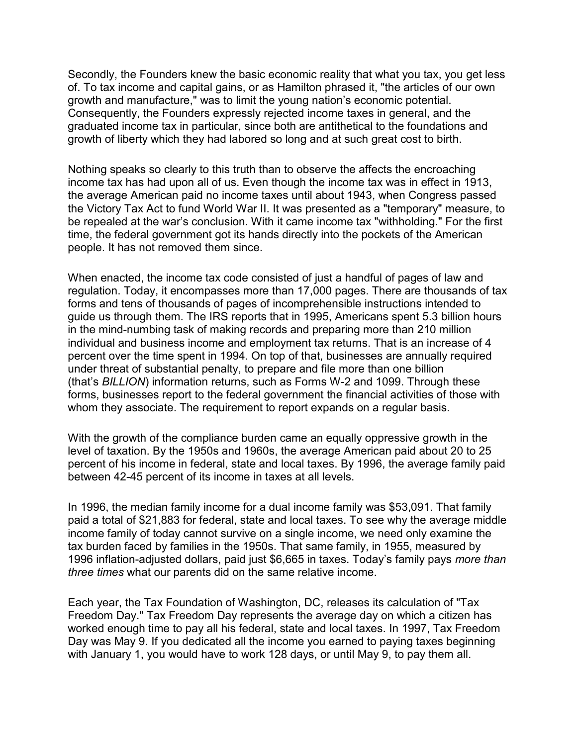Secondly, the Founders knew the basic economic reality that what you tax, you get less of. To tax income and capital gains, or as Hamilton phrased it, "the articles of our own growth and manufacture," was to limit the young nation's economic potential. Consequently, the Founders expressly rejected income taxes in general, and the graduated income tax in particular, since both are antithetical to the foundations and growth of liberty which they had labored so long and at such great cost to birth.

Nothing speaks so clearly to this truth than to observe the affects the encroaching income tax has had upon all of us. Even though the income tax was in effect in 1913, the average American paid no income taxes until about 1943, when Congress passed the Victory Tax Act to fund World War II. It was presented as a "temporary" measure, to be repealed at the war's conclusion. With it came income tax "withholding." For the first time, the federal government got its hands directly into the pockets of the American people. It has not removed them since.

When enacted, the income tax code consisted of just a handful of pages of law and regulation. Today, it encompasses more than 17,000 pages. There are thousands of tax forms and tens of thousands of pages of incomprehensible instructions intended to guide us through them. The IRS reports that in 1995, Americans spent 5.3 billion hours in the mind-numbing task of making records and preparing more than 210 million individual and business income and employment tax returns. That is an increase of 4 percent over the time spent in 1994. On top of that, businesses are annually required under threat of substantial penalty, to prepare and file more than one billion (that's *BILLION*) information returns, such as Forms W-2 and 1099. Through these forms, businesses report to the federal government the financial activities of those with whom they associate. The requirement to report expands on a regular basis.

With the growth of the compliance burden came an equally oppressive growth in the level of taxation. By the 1950s and 1960s, the average American paid about 20 to 25 percent of his income in federal, state and local taxes. By 1996, the average family paid between 42-45 percent of its income in taxes at all levels.

In 1996, the median family income for a dual income family was $53,091. That family paid a total of $21,883 for federal, state and local taxes. To see why the average middle income family of today cannot survive on a single income, we need only examine the tax burden faced by families in the 1950s. That same family, in 1955, measured by 1996 inflation-adjusted dollars, paid just $6,665 in taxes. Today's family pays *more than three times* what our parents did on the same relative income.

Each year, the Tax Foundation of Washington, DC, releases its calculation of "Tax Freedom Day." Tax Freedom Day represents the average day on which a citizen has worked enough time to pay all his federal, state and local taxes. In 1997, Tax Freedom Day was May 9. If you dedicated all the income you earned to paying taxes beginning with January 1, you would have to work 128 days, or until May 9, to pay them all.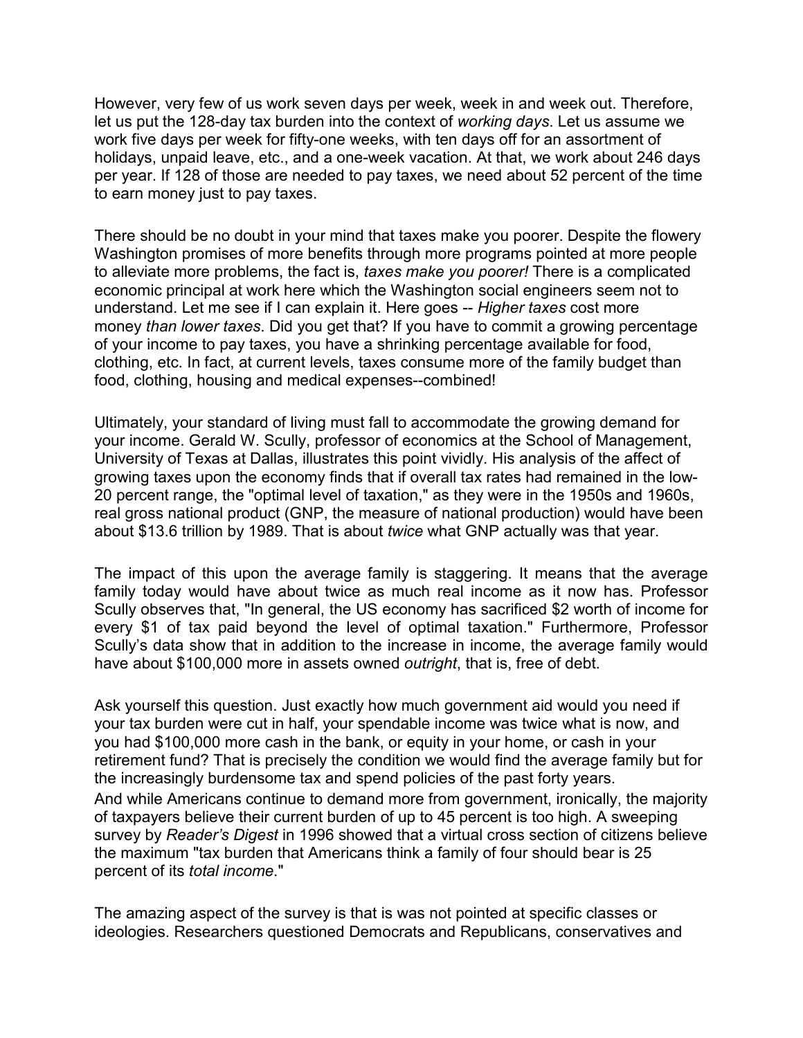However, very few of us work seven days per week, week in and week out. Therefore, let us put the 128-day tax burden into the context of *working days*. Let us assume we work five days per week for fifty-one weeks, with ten days off for an assortment of holidays, unpaid leave, etc., and a one-week vacation. At that, we work about 246 days per year. If 128 of those are needed to pay taxes, we need about 52 percent of the time to earn money just to pay taxes.

There should be no doubt in your mind that taxes make you poorer. Despite the flowery Washington promises of more benefits through more programs pointed at more people to alleviate more problems, the fact is, *taxes make you poorer!* There is a complicated economic principal at work here which the Washington social engineers seem not to understand. Let me see if I can explain it. Here goes -- *Higher taxes* cost more money *than lower taxes*. Did you get that? If you have to commit a growing percentage of your income to pay taxes, you have a shrinking percentage available for food, clothing, etc. In fact, at current levels, taxes consume more of the family budget than food, clothing, housing and medical expenses--combined!

Ultimately, your standard of living must fall to accommodate the growing demand for your income. Gerald W. Scully, professor of economics at the School of Management, University of Texas at Dallas, illustrates this point vividly. His analysis of the affect of growing taxes upon the economy finds that if overall tax rates had remained in the low-20 percent range, the "optimal level of taxation," as they were in the 1950s and 1960s, real gross national product (GNP, the measure of national production) would have been about $13.6 trillion by 1989. That is about *twice* what GNP actually was that year.

The impact of this upon the average family is staggering. It means that the average family today would have about twice as much real income as it now has. Professor Scully observes that, "In general, the US economy has sacrificed $2 worth of income for every $1 of tax paid beyond the level of optimal taxation." Furthermore, Professor Scully's data show that in addition to the increase in income, the average family would have about $100,000 more in assets owned *outright*, that is, free of debt.

Ask yourself this question. Just exactly how much government aid would you need if your tax burden were cut in half, your spendable income was twice what is now, and you had $100,000 more cash in the bank, or equity in your home, or cash in your retirement fund? That is precisely the condition we would find the average family but for the increasingly burdensome tax and spend policies of the past forty years.

And while Americans continue to demand more from government, ironically, the majority of taxpayers believe their current burden of up to 45 percent is too high. A sweeping survey by *Reader's Digest* in 1996 showed that a virtual cross section of citizens believe the maximum "tax burden that Americans think a family of four should bear is 25 percent of its *total income*."

The amazing aspect of the survey is that is was not pointed at specific classes or ideologies. Researchers questioned Democrats and Republicans, conservatives and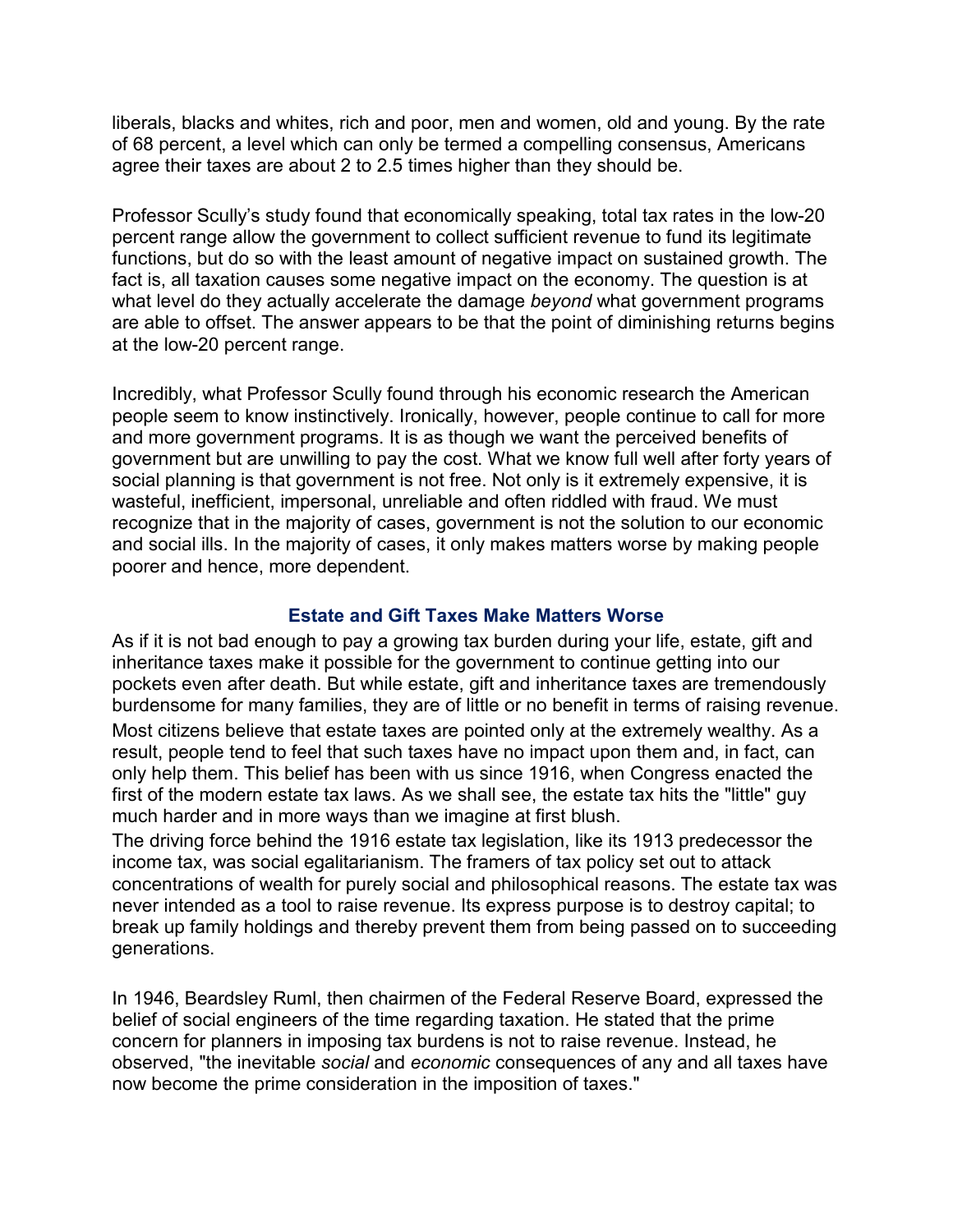liberals, blacks and whites, rich and poor, men and women, old and young. By the rate of 68 percent, a level which can only be termed a compelling consensus, Americans agree their taxes are about 2 to 2.5 times higher than they should be.

Professor Scully's study found that economically speaking, total tax rates in the low-20 percent range allow the government to collect sufficient revenue to fund its legitimate functions, but do so with the least amount of negative impact on sustained growth. The fact is, all taxation causes some negative impact on the economy. The question is at what level do they actually accelerate the damage *beyond* what government programs are able to offset. The answer appears to be that the point of diminishing returns begins at the low-20 percent range.

Incredibly, what Professor Scully found through his economic research the American people seem to know instinctively. Ironically, however, people continue to call for more and more government programs. It is as though we want the perceived benefits of government but are unwilling to pay the cost. What we know full well after forty years of social planning is that government is not free. Not only is it extremely expensive, it is wasteful, inefficient, impersonal, unreliable and often riddled with fraud. We must recognize that in the majority of cases, government is not the solution to our economic and social ills. In the majority of cases, it only makes matters worse by making people poorer and hence, more dependent.

### Estate and Gift Taxes Make Matters Worse

As if it is not bad enough to pay a growing tax burden during your life, estate, gift and inheritance taxes make it possible for the government to continue getting into our pockets even after death. But while estate, gift and inheritance taxes are tremendously burdensome for many families, they are of little or no benefit in terms of raising revenue.

Most citizens believe that estate taxes are pointed only at the extremely wealthy. As a result, people tend to feel that such taxes have no impact upon them and, in fact, can only help them. This belief has been with us since 1916, when Congress enacted the first of the modern estate tax laws. As we shall see, the estate tax hits the "little" guy much harder and in more ways than we imagine at first blush.

The driving force behind the 1916 estate tax legislation, like its 1913 predecessor the income tax, was social egalitarianism. The framers of tax policy set out to attack concentrations of wealth for purely social and philosophical reasons. The estate tax was never intended as a tool to raise revenue. Its express purpose is to destroy capital; to break up family holdings and thereby prevent them from being passed on to succeeding generations.

In 1946, Beardsley Ruml, then chairmen of the Federal Reserve Board, expressed the belief of social engineers of the time regarding taxation. He stated that the prime concern for planners in imposing tax burdens is not to raise revenue. Instead, he observed, "the inevitable *social* and *economic* consequences of any and all taxes have now become the prime consideration in the imposition of taxes."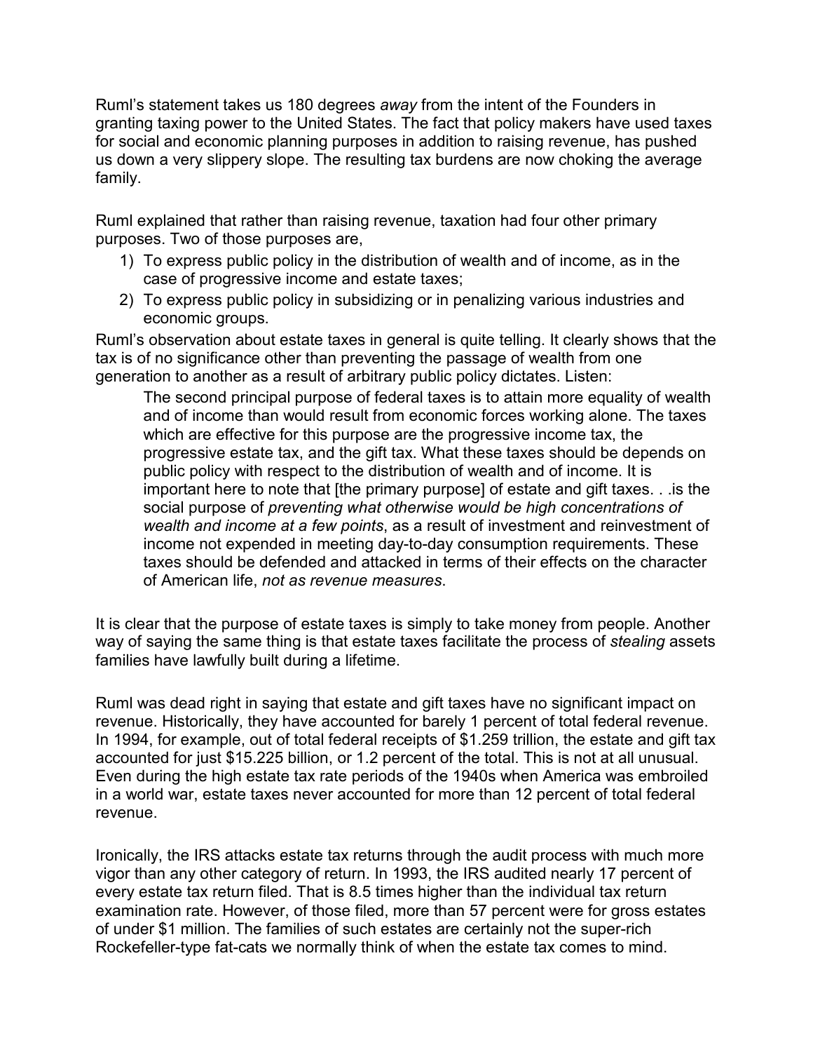Ruml's statement takes us 180 degrees *away* from the intent of the Founders in granting taxing power to the United States. The fact that policy makers have used taxes for social and economic planning purposes in addition to raising revenue, has pushed us down a very slippery slope. The resulting tax burdens are now choking the average family.

Ruml explained that rather than raising revenue, taxation had four other primary purposes. Two of those purposes are,

1) To express public policy in the distribution of wealth and of income, as in the case of progressive income and estate taxes;
2) To express public policy in subsidizing or in penalizing various industries and economic groups.

Ruml's observation about estate taxes in general is quite telling. It clearly shows that the tax is of no significance other than preventing the passage of wealth from one generation to another as a result of arbitrary public policy dictates. Listen:

> The second principal purpose of federal taxes is to attain more equality of wealth and of income than would result from economic forces working alone. The taxes which are effective for this purpose are the progressive income tax, the progressive estate tax, and the gift tax. What these taxes should be depends on public policy with respect to the distribution of wealth and of income. It is important here to note that [the primary purpose] of estate and gift taxes. . .is the social purpose of *preventing what otherwise would be high concentrations of wealth and income at a few points*, as a result of investment and reinvestment of income not expended in meeting day-to-day consumption requirements. These taxes should be defended and attacked in terms of their effects on the character of American life, *not as revenue measures*.

It is clear that the purpose of estate taxes is simply to take money from people. Another way of saying the same thing is that estate taxes facilitate the process of *stealing* assets families have lawfully built during a lifetime.

Ruml was dead right in saying that estate and gift taxes have no significant impact on revenue. Historically, they have accounted for barely 1 percent of total federal revenue. In 1994, for example, out of total federal receipts of $1.259 trillion, the estate and gift tax accounted for just $15.225 billion, or 1.2 percent of the total. This is not at all unusual. Even during the high estate tax rate periods of the 1940s when America was embroiled in a world war, estate taxes never accounted for more than 12 percent of total federal revenue.

Ironically, the IRS attacks estate tax returns through the audit process with much more vigor than any other category of return. In 1993, the IRS audited nearly 17 percent of every estate tax return filed. That is 8.5 times higher than the individual tax return examination rate. However, of those filed, more than 57 percent were for gross estates of under $1 million. The families of such estates are certainly not the super-rich Rockefeller-type fat-cats we normally think of when the estate tax comes to mind.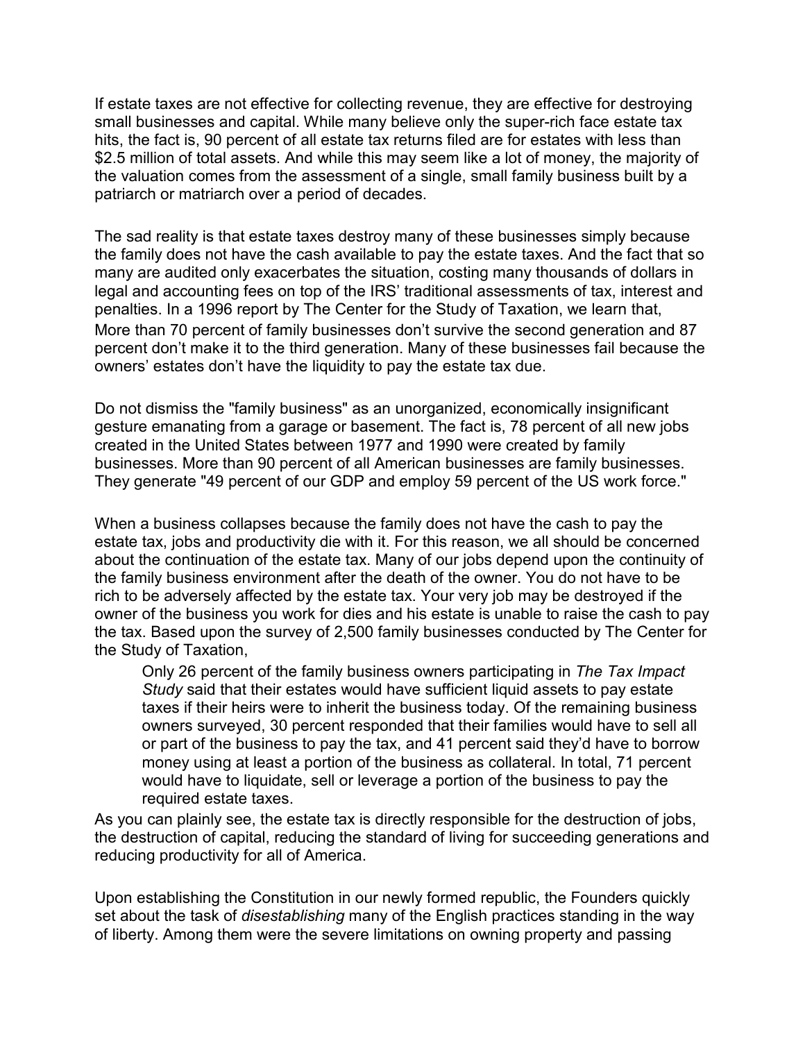If estate taxes are not effective for collecting revenue, they are effective for destroying small businesses and capital. While many believe only the super-rich face estate tax hits, the fact is, 90 percent of all estate tax returns filed are for estates with less than $2.5 million of total assets. And while this may seem like a lot of money, the majority of the valuation comes from the assessment of a single, small family business built by a patriarch or matriarch over a period of decades.

The sad reality is that estate taxes destroy many of these businesses simply because the family does not have the cash available to pay the estate taxes. And the fact that so many are audited only exacerbates the situation, costing many thousands of dollars in legal and accounting fees on top of the IRS' traditional assessments of tax, interest and penalties. In a 1996 report by The Center for the Study of Taxation, we learn that, More than 70 percent of family businesses don't survive the second generation and 87 percent don't make it to the third generation. Many of these businesses fail because the owners' estates don't have the liquidity to pay the estate tax due.

Do not dismiss the "family business" as an unorganized, economically insignificant gesture emanating from a garage or basement. The fact is, 78 percent of all new jobs created in the United States between 1977 and 1990 were created by family businesses. More than 90 percent of all American businesses are family businesses. They generate "49 percent of our GDP and employ 59 percent of the US work force."

When a business collapses because the family does not have the cash to pay the estate tax, jobs and productivity die with it. For this reason, we all should be concerned about the continuation of the estate tax. Many of our jobs depend upon the continuity of the family business environment after the death of the owner. You do not have to be rich to be adversely affected by the estate tax. Your very job may be destroyed if the owner of the business you work for dies and his estate is unable to raise the cash to pay the tax. Based upon the survey of 2,500 family businesses conducted by The Center for the Study of Taxation,

> Only 26 percent of the family business owners participating in *The Tax Impact Study* said that their estates would have sufficient liquid assets to pay estate taxes if their heirs were to inherit the business today. Of the remaining business owners surveyed, 30 percent responded that their families would have to sell all or part of the business to pay the tax, and 41 percent said they'd have to borrow money using at least a portion of the business as collateral. In total, 71 percent would have to liquidate, sell or leverage a portion of the business to pay the required estate taxes.

As you can plainly see, the estate tax is directly responsible for the destruction of jobs, the destruction of capital, reducing the standard of living for succeeding generations and reducing productivity for all of America.

Upon establishing the Constitution in our newly formed republic, the Founders quickly set about the task of *disestablishing* many of the English practices standing in the way of liberty. Among them were the severe limitations on owning property and passing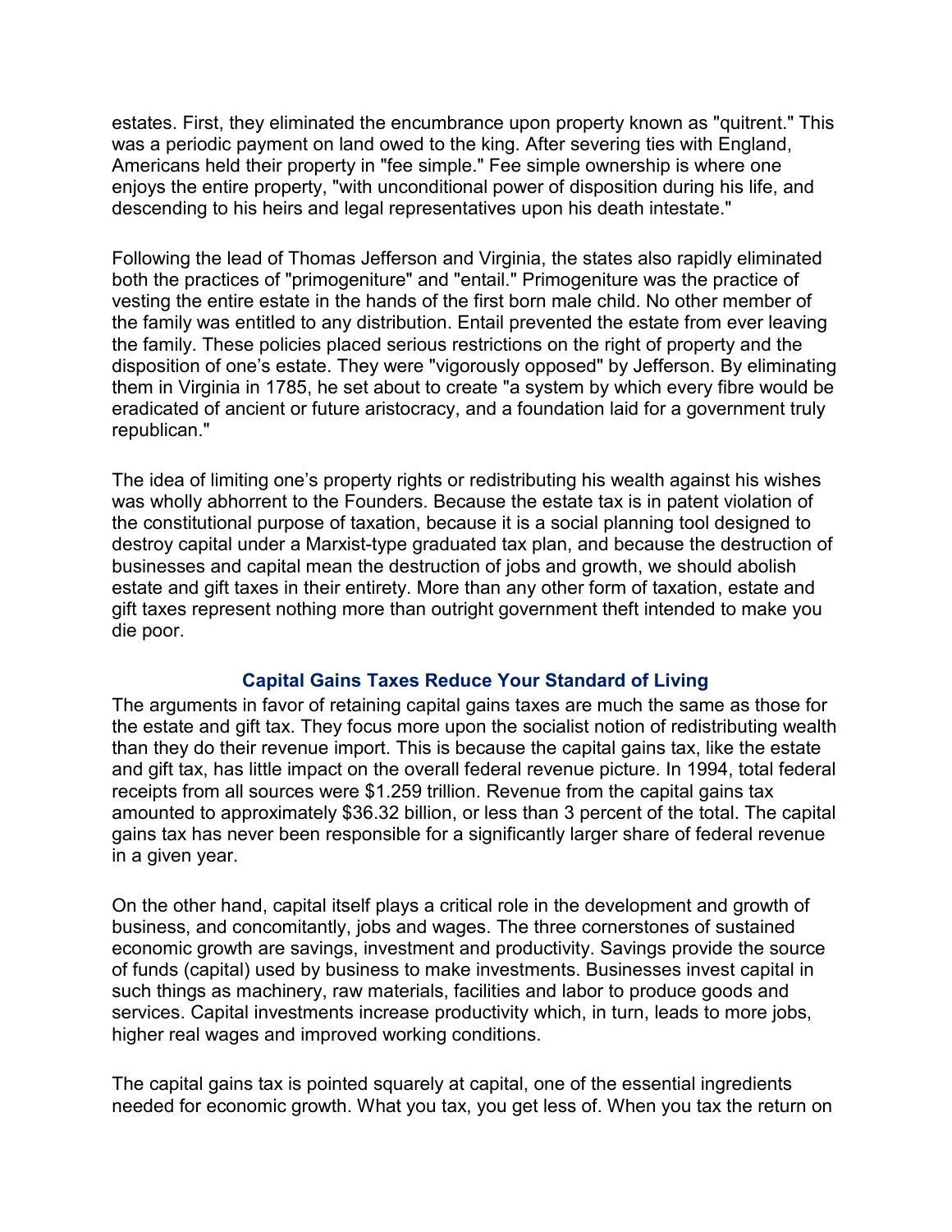estates. First, they eliminated the encumbrance upon property known as "quitrent." This was a periodic payment on land owed to the king. After severing ties with England, Americans held their property in "fee simple." Fee simple ownership is where one enjoys the entire property, "with unconditional power of disposition during his life, and descending to his heirs and legal representatives upon his death intestate."

Following the lead of Thomas Jefferson and Virginia, the states also rapidly eliminated both the practices of "primogeniture" and "entail." Primogeniture was the practice of vesting the entire estate in the hands of the first born male child. No other member of the family was entitled to any distribution. Entail prevented the estate from ever leaving the family. These policies placed serious restrictions on the right of property and the disposition of one's estate. They were "vigorously opposed" by Jefferson. By eliminating them in Virginia in 1785, he set about to create "a system by which every fibre would be eradicated of ancient or future aristocracy, and a foundation laid for a government truly republican."

The idea of limiting one's property rights or redistributing his wealth against his wishes was wholly abhorrent to the Founders. Because the estate tax is in patent violation of the constitutional purpose of taxation, because it is a social planning tool designed to destroy capital under a Marxist-type graduated tax plan, and because the destruction of businesses and capital mean the destruction of jobs and growth, we should abolish estate and gift taxes in their entirety. More than any other form of taxation, estate and gift taxes represent nothing more than outright government theft intended to make you die poor.

### Capital Gains Taxes Reduce Your Standard of Living

The arguments in favor of retaining capital gains taxes are much the same as those for the estate and gift tax. They focus more upon the socialist notion of redistributing wealth than they do their revenue import. This is because the capital gains tax, like the estate and gift tax, has little impact on the overall federal revenue picture. In 1994, total federal receipts from all sources were $1.259 trillion. Revenue from the capital gains tax amounted to approximately $36.32 billion, or less than 3 percent of the total. The capital gains tax has never been responsible for a significantly larger share of federal revenue in a given year.

On the other hand, capital itself plays a critical role in the development and growth of business, and concomitantly, jobs and wages. The three cornerstones of sustained economic growth are savings, investment and productivity. Savings provide the source of funds (capital) used by business to make investments. Businesses invest capital in such things as machinery, raw materials, facilities and labor to produce goods and services. Capital investments increase productivity which, in turn, leads to more jobs, higher real wages and improved working conditions.

The capital gains tax is pointed squarely at capital, one of the essential ingredients needed for economic growth. What you tax, you get less of. When you tax the return on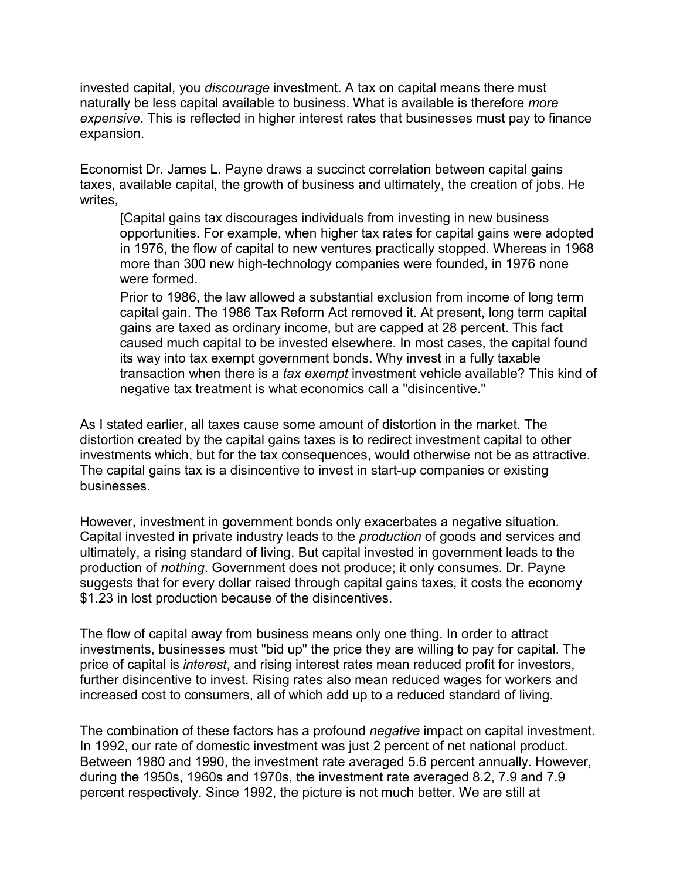invested capital, you *discourage* investment. A tax on capital means there must naturally be less capital available to business. What is available is therefore *more expensive*. This is reflected in higher interest rates that businesses must pay to finance expansion.

Economist Dr. James L. Payne draws a succinct correlation between capital gains taxes, available capital, the growth of business and ultimately, the creation of jobs. He writes,

> [Capital gains tax discourages individuals from investing in new business opportunities. For example, when higher tax rates for capital gains were adopted in 1976, the flow of capital to new ventures practically stopped. Whereas in 1968 more than 300 new high-technology companies were founded, in 1976 none were formed.
>
> Prior to 1986, the law allowed a substantial exclusion from income of long term capital gain. The 1986 Tax Reform Act removed it. At present, long term capital gains are taxed as ordinary income, but are capped at 28 percent. This fact caused much capital to be invested elsewhere. In most cases, the capital found its way into tax exempt government bonds. Why invest in a fully taxable transaction when there is a *tax exempt* investment vehicle available? This kind of negative tax treatment is what economics call a "disincentive."

As I stated earlier, all taxes cause some amount of distortion in the market. The distortion created by the capital gains taxes is to redirect investment capital to other investments which, but for the tax consequences, would otherwise not be as attractive. The capital gains tax is a disincentive to invest in start-up companies or existing businesses.

However, investment in government bonds only exacerbates a negative situation. Capital invested in private industry leads to the *production* of goods and services and ultimately, a rising standard of living. But capital invested in government leads to the production of *nothing*. Government does not produce; it only consumes. Dr. Payne suggests that for every dollar raised through capital gains taxes, it costs the economy $1.23 in lost production because of the disincentives.

The flow of capital away from business means only one thing. In order to attract investments, businesses must "bid up" the price they are willing to pay for capital. The price of capital is *interest*, and rising interest rates mean reduced profit for investors, further disincentive to invest. Rising rates also mean reduced wages for workers and increased cost to consumers, all of which add up to a reduced standard of living.

The combination of these factors has a profound *negative* impact on capital investment. In 1992, our rate of domestic investment was just 2 percent of net national product. Between 1980 and 1990, the investment rate averaged 5.6 percent annually. However, during the 1950s, 1960s and 1970s, the investment rate averaged 8.2, 7.9 and 7.9 percent respectively. Since 1992, the picture is not much better. We are still at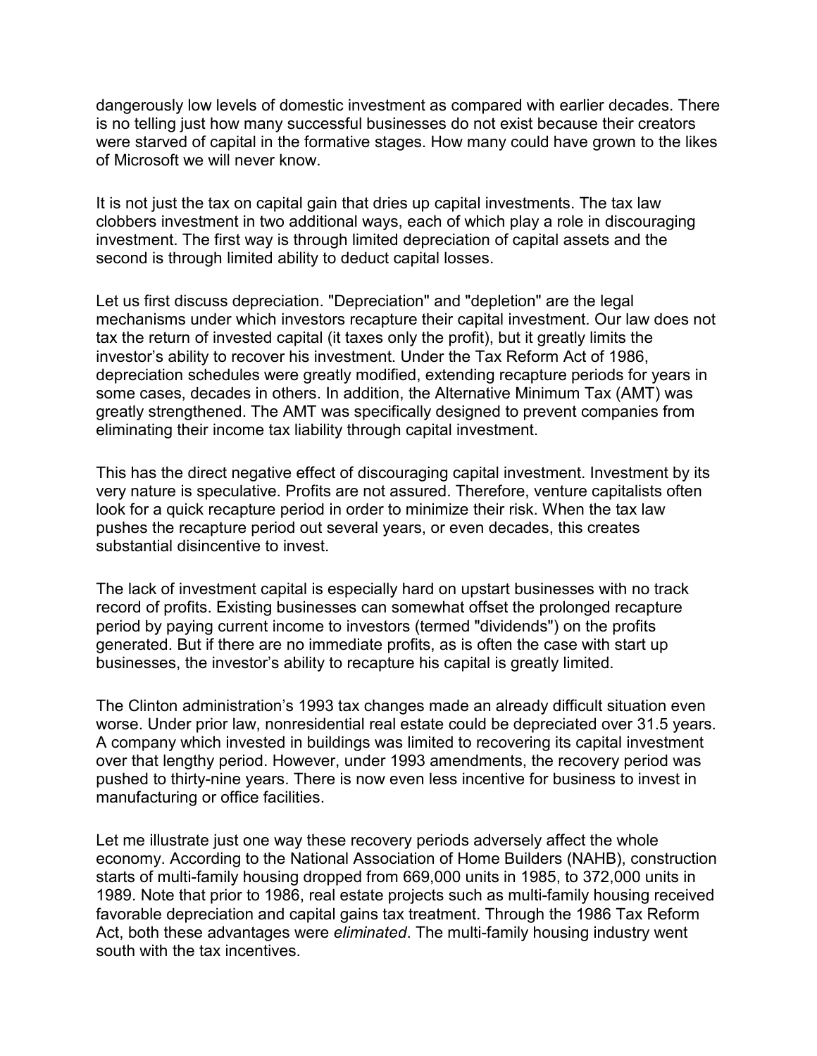dangerously low levels of domestic investment as compared with earlier decades. There is no telling just how many successful businesses do not exist because their creators were starved of capital in the formative stages. How many could have grown to the likes of Microsoft we will never know.

It is not just the tax on capital gain that dries up capital investments. The tax law clobbers investment in two additional ways, each of which play a role in discouraging investment. The first way is through limited depreciation of capital assets and the second is through limited ability to deduct capital losses.

Let us first discuss depreciation. "Depreciation" and "depletion" are the legal mechanisms under which investors recapture their capital investment. Our law does not tax the return of invested capital (it taxes only the profit), but it greatly limits the investor's ability to recover his investment. Under the Tax Reform Act of 1986, depreciation schedules were greatly modified, extending recapture periods for years in some cases, decades in others. In addition, the Alternative Minimum Tax (AMT) was greatly strengthened. The AMT was specifically designed to prevent companies from eliminating their income tax liability through capital investment.

This has the direct negative effect of discouraging capital investment. Investment by its very nature is speculative. Profits are not assured. Therefore, venture capitalists often look for a quick recapture period in order to minimize their risk. When the tax law pushes the recapture period out several years, or even decades, this creates substantial disincentive to invest.

The lack of investment capital is especially hard on upstart businesses with no track record of profits. Existing businesses can somewhat offset the prolonged recapture period by paying current income to investors (termed "dividends") on the profits generated. But if there are no immediate profits, as is often the case with start up businesses, the investor's ability to recapture his capital is greatly limited.

The Clinton administration's 1993 tax changes made an already difficult situation even worse. Under prior law, nonresidential real estate could be depreciated over 31.5 years. A company which invested in buildings was limited to recovering its capital investment over that lengthy period. However, under 1993 amendments, the recovery period was pushed to thirty-nine years. There is now even less incentive for business to invest in manufacturing or office facilities.

Let me illustrate just one way these recovery periods adversely affect the whole economy. According to the National Association of Home Builders (NAHB), construction starts of multi-family housing dropped from 669,000 units in 1985, to 372,000 units in 1989. Note that prior to 1986, real estate projects such as multi-family housing received favorable depreciation and capital gains tax treatment. Through the 1986 Tax Reform Act, both these advantages were *eliminated*. The multi-family housing industry went south with the tax incentives.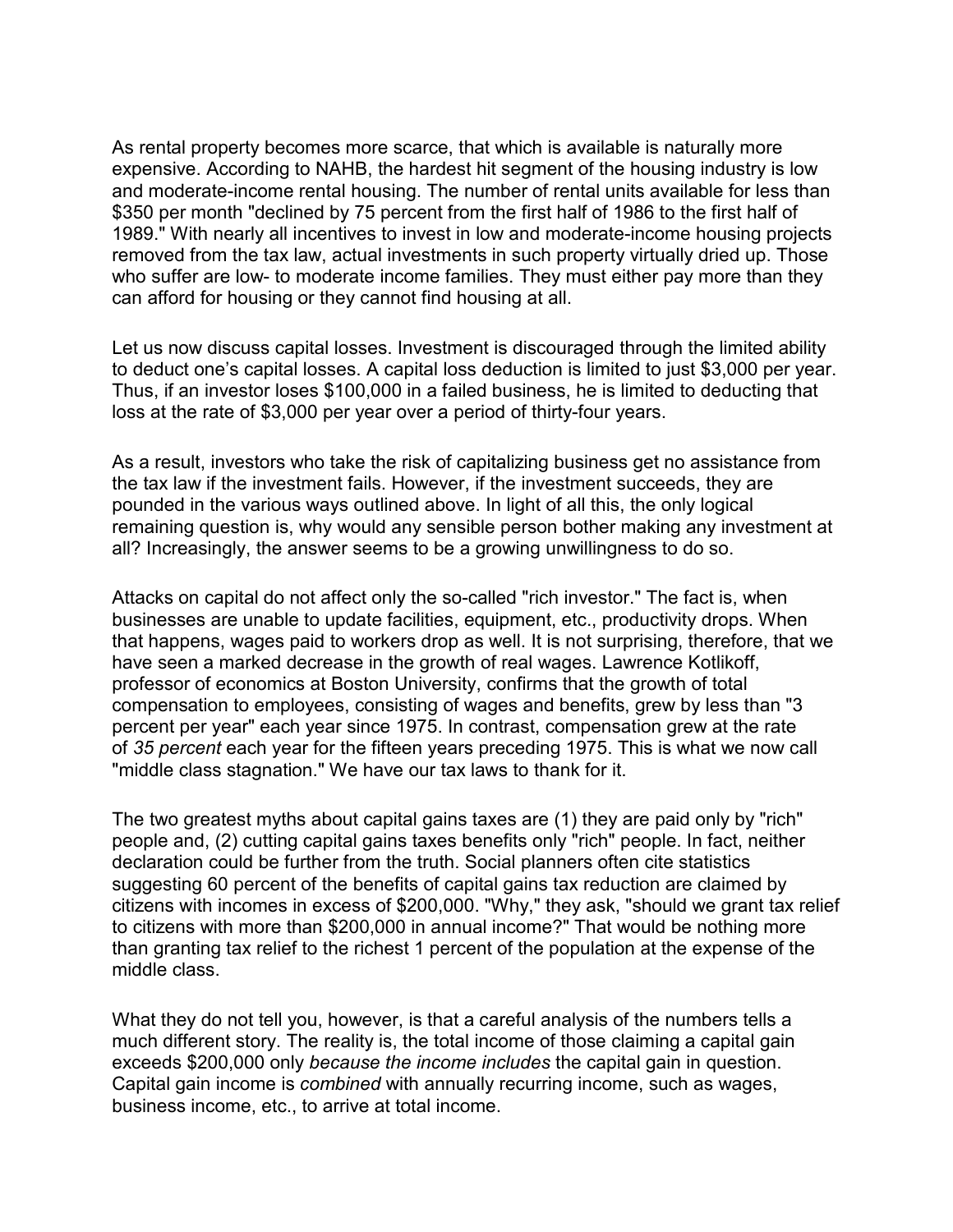As rental property becomes more scarce, that which is available is naturally more expensive. According to NAHB, the hardest hit segment of the housing industry is low and moderate-income rental housing. The number of rental units available for less than $350 per month "declined by 75 percent from the first half of 1986 to the first half of 1989." With nearly all incentives to invest in low and moderate-income housing projects removed from the tax law, actual investments in such property virtually dried up. Those who suffer are low- to moderate income families. They must either pay more than they can afford for housing or they cannot find housing at all.

Let us now discuss capital losses. Investment is discouraged through the limited ability to deduct one's capital losses. A capital loss deduction is limited to just $3,000 per year. Thus, if an investor loses $100,000 in a failed business, he is limited to deducting that loss at the rate of $3,000 per year over a period of thirty-four years.

As a result, investors who take the risk of capitalizing business get no assistance from the tax law if the investment fails. However, if the investment succeeds, they are pounded in the various ways outlined above. In light of all this, the only logical remaining question is, why would any sensible person bother making any investment at all? Increasingly, the answer seems to be a growing unwillingness to do so.

Attacks on capital do not affect only the so-called "rich investor." The fact is, when businesses are unable to update facilities, equipment, etc., productivity drops. When that happens, wages paid to workers drop as well. It is not surprising, therefore, that we have seen a marked decrease in the growth of real wages. Lawrence Kotlikoff, professor of economics at Boston University, confirms that the growth of total compensation to employees, consisting of wages and benefits, grew by less than "3 percent per year" each year since 1975. In contrast, compensation grew at the rate of *35 percent* each year for the fifteen years preceding 1975. This is what we now call "middle class stagnation." We have our tax laws to thank for it.

The two greatest myths about capital gains taxes are (1) they are paid only by "rich" people and, (2) cutting capital gains taxes benefits only "rich" people. In fact, neither declaration could be further from the truth. Social planners often cite statistics suggesting 60 percent of the benefits of capital gains tax reduction are claimed by citizens with incomes in excess of $200,000. "Why," they ask, "should we grant tax relief to citizens with more than $200,000 in annual income?" That would be nothing more than granting tax relief to the richest 1 percent of the population at the expense of the middle class.

What they do not tell you, however, is that a careful analysis of the numbers tells a much different story. The reality is, the total income of those claiming a capital gain exceeds $200,000 only *because the income includes* the capital gain in question. Capital gain income is *combined* with annually recurring income, such as wages, business income, etc., to arrive at total income.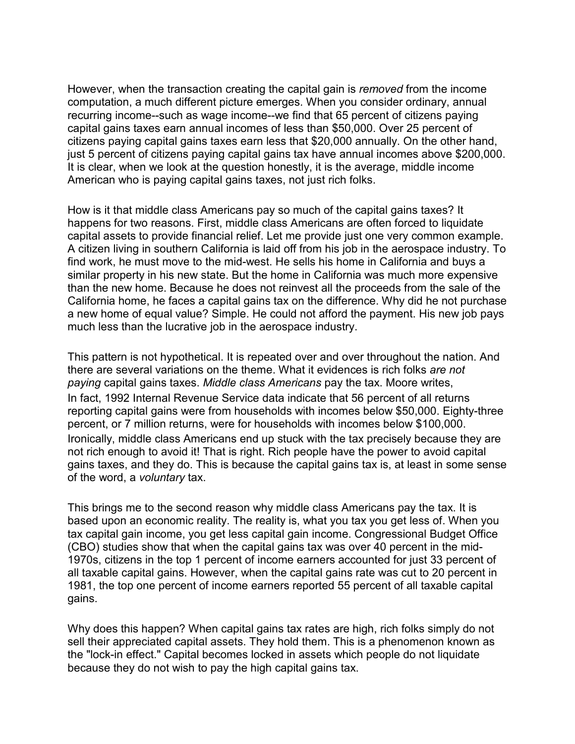However, when the transaction creating the capital gain is *removed* from the income computation, a much different picture emerges. When you consider ordinary, annual recurring income--such as wage income--we find that 65 percent of citizens paying capital gains taxes earn annual incomes of less than $50,000. Over 25 percent of citizens paying capital gains taxes earn less that $20,000 annually. On the other hand, just 5 percent of citizens paying capital gains tax have annual incomes above $200,000. It is clear, when we look at the question honestly, it is the average, middle income American who is paying capital gains taxes, not just rich folks.

How is it that middle class Americans pay so much of the capital gains taxes? It happens for two reasons. First, middle class Americans are often forced to liquidate capital assets to provide financial relief. Let me provide just one very common example. A citizen living in southern California is laid off from his job in the aerospace industry. To find work, he must move to the mid-west. He sells his home in California and buys a similar property in his new state. But the home in California was much more expensive than the new home. Because he does not reinvest all the proceeds from the sale of the California home, he faces a capital gains tax on the difference. Why did he not purchase a new home of equal value? Simple. He could not afford the payment. His new job pays much less than the lucrative job in the aerospace industry.

This pattern is not hypothetical. It is repeated over and over throughout the nation. And there are several variations on the theme. What it evidences is rich folks *are not paying* capital gains taxes. *Middle class Americans* pay the tax. Moore writes,

In fact, 1992 Internal Revenue Service data indicate that 56 percent of all returns reporting capital gains were from households with incomes below $50,000. Eighty-three percent, or 7 million returns, were for households with incomes below $100,000.

Ironically, middle class Americans end up stuck with the tax precisely because they are not rich enough to avoid it! That is right. Rich people have the power to avoid capital gains taxes, and they do. This is because the capital gains tax is, at least in some sense of the word, a *voluntary* tax.

This brings me to the second reason why middle class Americans pay the tax. It is based upon an economic reality. The reality is, what you tax you get less of. When you tax capital gain income, you get less capital gain income. Congressional Budget Office (CBO) studies show that when the capital gains tax was over 40 percent in the mid-1970s, citizens in the top 1 percent of income earners accounted for just 33 percent of all taxable capital gains. However, when the capital gains rate was cut to 20 percent in 1981, the top one percent of income earners reported 55 percent of all taxable capital gains.

Why does this happen? When capital gains tax rates are high, rich folks simply do not sell their appreciated capital assets. They hold them. This is a phenomenon known as the "lock-in effect." Capital becomes locked in assets which people do not liquidate because they do not wish to pay the high capital gains tax.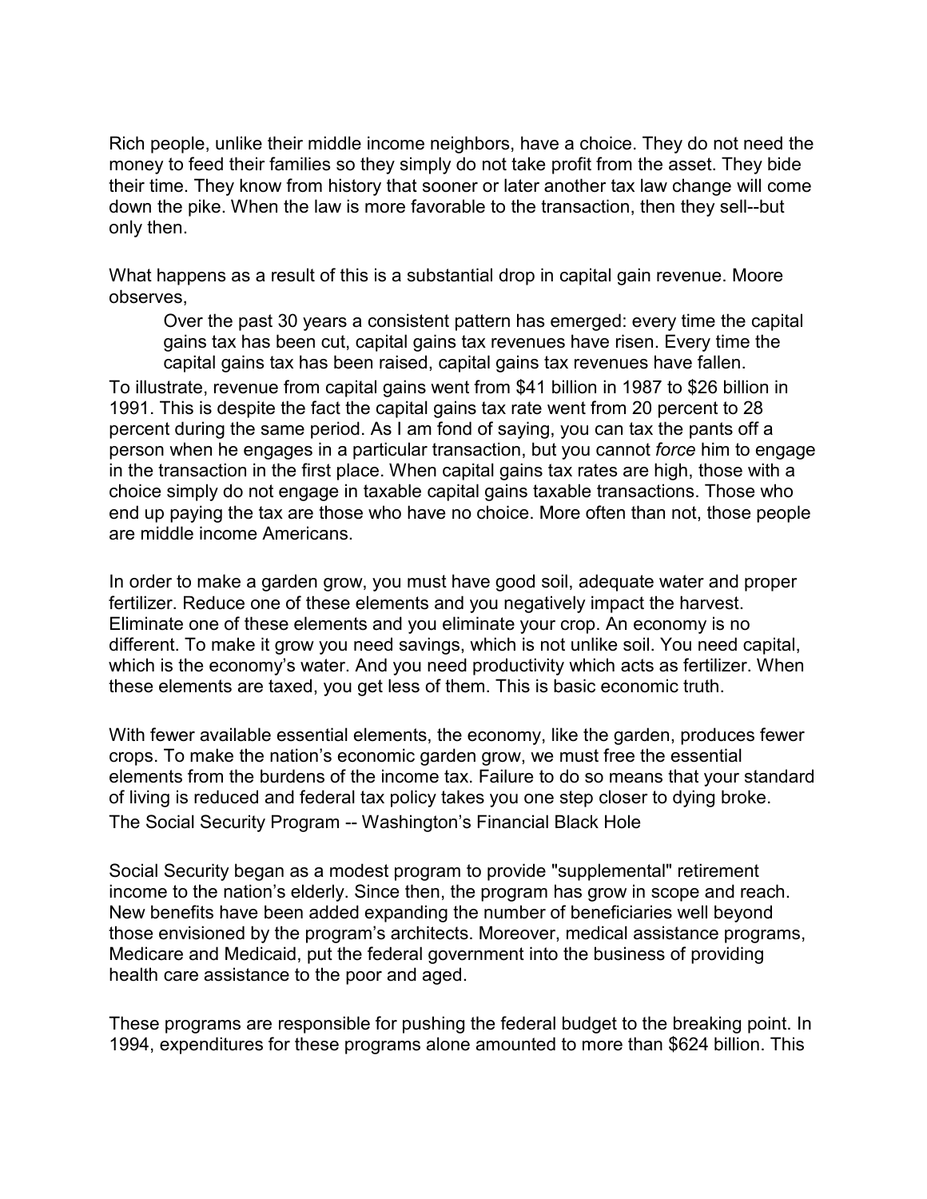Rich people, unlike their middle income neighbors, have a choice. They do not need the money to feed their families so they simply do not take profit from the asset. They bide their time. They know from history that sooner or later another tax law change will come down the pike. When the law is more favorable to the transaction, then they sell--but only then.

What happens as a result of this is a substantial drop in capital gain revenue. Moore observes,

> Over the past 30 years a consistent pattern has emerged: every time the capital gains tax has been cut, capital gains tax revenues have risen. Every time the capital gains tax has been raised, capital gains tax revenues have fallen.

To illustrate, revenue from capital gains went from $41 billion in 1987 to $26 billion in 1991. This is despite the fact the capital gains tax rate went from 20 percent to 28 percent during the same period. As I am fond of saying, you can tax the pants off a person when he engages in a particular transaction, but you cannot *force* him to engage in the transaction in the first place. When capital gains tax rates are high, those with a choice simply do not engage in taxable capital gains taxable transactions. Those who end up paying the tax are those who have no choice. More often than not, those people are middle income Americans.

In order to make a garden grow, you must have good soil, adequate water and proper fertilizer. Reduce one of these elements and you negatively impact the harvest. Eliminate one of these elements and you eliminate your crop. An economy is no different. To make it grow you need savings, which is not unlike soil. You need capital, which is the economy's water. And you need productivity which acts as fertilizer. When these elements are taxed, you get less of them. This is basic economic truth.

With fewer available essential elements, the economy, like the garden, produces fewer crops. To make the nation's economic garden grow, we must free the essential elements from the burdens of the income tax. Failure to do so means that your standard of living is reduced and federal tax policy takes you one step closer to dying broke.

## The Social Security Program -- Washington's Financial Black Hole

Social Security began as a modest program to provide "supplemental" retirement income to the nation's elderly. Since then, the program has grow in scope and reach. New benefits have been added expanding the number of beneficiaries well beyond those envisioned by the program's architects. Moreover, medical assistance programs, Medicare and Medicaid, put the federal government into the business of providing health care assistance to the poor and aged.

These programs are responsible for pushing the federal budget to the breaking point. In 1994, expenditures for these programs alone amounted to more than $624 billion. This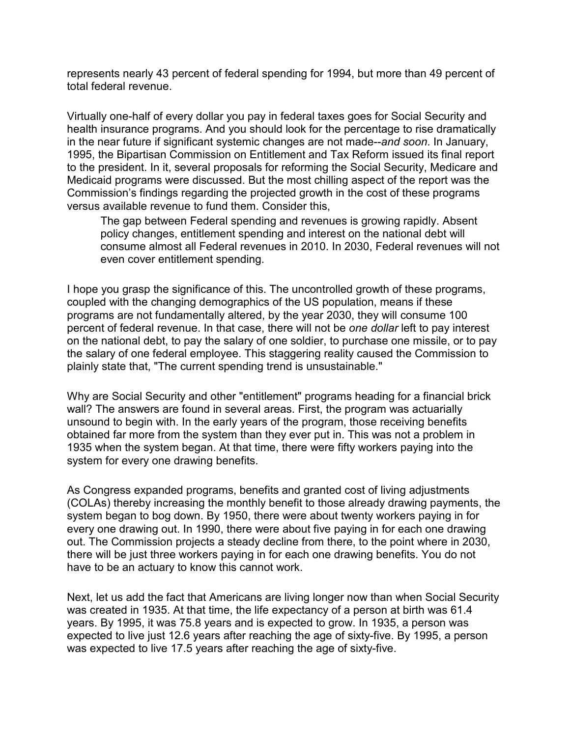represents nearly 43 percent of federal spending for 1994, but more than 49 percent of total federal revenue.

Virtually one-half of every dollar you pay in federal taxes goes for Social Security and health insurance programs. And you should look for the percentage to rise dramatically in the near future if significant systemic changes are not made--*and soon*. In January, 1995, the Bipartisan Commission on Entitlement and Tax Reform issued its final report to the president. In it, several proposals for reforming the Social Security, Medicare and Medicaid programs were discussed. But the most chilling aspect of the report was the Commission's findings regarding the projected growth in the cost of these programs versus available revenue to fund them. Consider this,

> The gap between Federal spending and revenues is growing rapidly. Absent policy changes, entitlement spending and interest on the national debt will consume almost all Federal revenues in 2010. In 2030, Federal revenues will not even cover entitlement spending.

I hope you grasp the significance of this. The uncontrolled growth of these programs, coupled with the changing demographics of the US population, means if these programs are not fundamentally altered, by the year 2030, they will consume 100 percent of federal revenue. In that case, there will not be *one dollar* left to pay interest on the national debt, to pay the salary of one soldier, to purchase one missile, or to pay the salary of one federal employee. This staggering reality caused the Commission to plainly state that, "The current spending trend is unsustainable."

Why are Social Security and other "entitlement" programs heading for a financial brick wall? The answers are found in several areas. First, the program was actuarially unsound to begin with. In the early years of the program, those receiving benefits obtained far more from the system than they ever put in. This was not a problem in 1935 when the system began. At that time, there were fifty workers paying into the system for every one drawing benefits.

As Congress expanded programs, benefits and granted cost of living adjustments (COLAs) thereby increasing the monthly benefit to those already drawing payments, the system began to bog down. By 1950, there were about twenty workers paying in for every one drawing out. In 1990, there were about five paying in for each one drawing out. The Commission projects a steady decline from there, to the point where in 2030, there will be just three workers paying in for each one drawing benefits. You do not have to be an actuary to know this cannot work.

Next, let us add the fact that Americans are living longer now than when Social Security was created in 1935. At that time, the life expectancy of a person at birth was 61.4 years. By 1995, it was 75.8 years and is expected to grow. In 1935, a person was expected to live just 12.6 years after reaching the age of sixty-five. By 1995, a person was expected to live 17.5 years after reaching the age of sixty-five.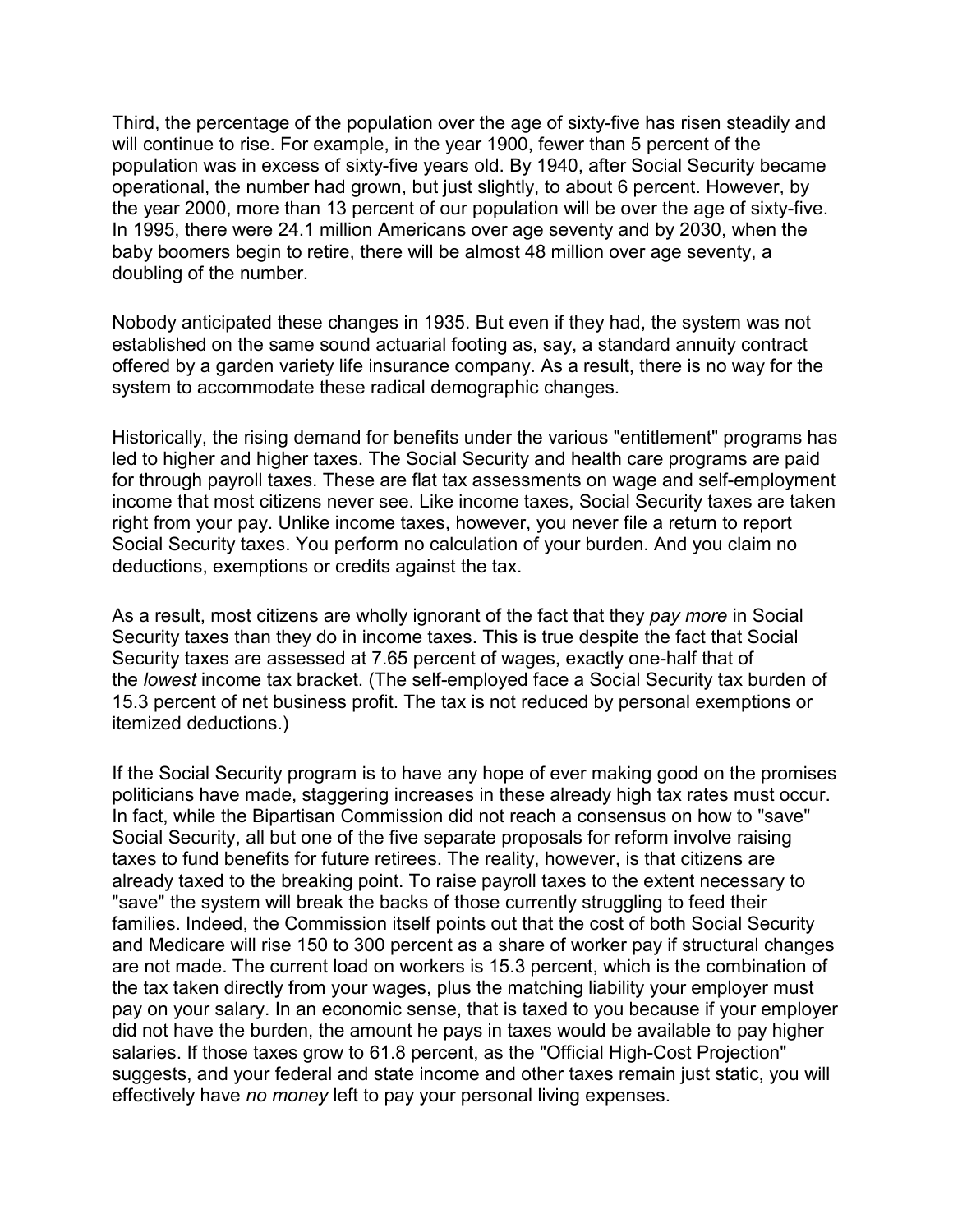Third, the percentage of the population over the age of sixty-five has risen steadily and will continue to rise. For example, in the year 1900, fewer than 5 percent of the population was in excess of sixty-five years old. By 1940, after Social Security became operational, the number had grown, but just slightly, to about 6 percent. However, by the year 2000, more than 13 percent of our population will be over the age of sixty-five. In 1995, there were 24.1 million Americans over age seventy and by 2030, when the baby boomers begin to retire, there will be almost 48 million over age seventy, a doubling of the number.

Nobody anticipated these changes in 1935. But even if they had, the system was not established on the same sound actuarial footing as, say, a standard annuity contract offered by a garden variety life insurance company. As a result, there is no way for the system to accommodate these radical demographic changes.

Historically, the rising demand for benefits under the various "entitlement" programs has led to higher and higher taxes. The Social Security and health care programs are paid for through payroll taxes. These are flat tax assessments on wage and self-employment income that most citizens never see. Like income taxes, Social Security taxes are taken right from your pay. Unlike income taxes, however, you never file a return to report Social Security taxes. You perform no calculation of your burden. And you claim no deductions, exemptions or credits against the tax.

As a result, most citizens are wholly ignorant of the fact that they *pay more* in Social Security taxes than they do in income taxes. This is true despite the fact that Social Security taxes are assessed at 7.65 percent of wages, exactly one-half that of the *lowest* income tax bracket. (The self-employed face a Social Security tax burden of 15.3 percent of net business profit. The tax is not reduced by personal exemptions or itemized deductions.)

If the Social Security program is to have any hope of ever making good on the promises politicians have made, staggering increases in these already high tax rates must occur. In fact, while the Bipartisan Commission did not reach a consensus on how to "save" Social Security, all but one of the five separate proposals for reform involve raising taxes to fund benefits for future retirees. The reality, however, is that citizens are already taxed to the breaking point. To raise payroll taxes to the extent necessary to "save" the system will break the backs of those currently struggling to feed their families. Indeed, the Commission itself points out that the cost of both Social Security and Medicare will rise 150 to 300 percent as a share of worker pay if structural changes are not made. The current load on workers is 15.3 percent, which is the combination of the tax taken directly from your wages, plus the matching liability your employer must pay on your salary. In an economic sense, that is taxed to you because if your employer did not have the burden, the amount he pays in taxes would be available to pay higher salaries. If those taxes grow to 61.8 percent, as the "Official High-Cost Projection" suggests, and your federal and state income and other taxes remain just static, you will effectively have *no money* left to pay your personal living expenses.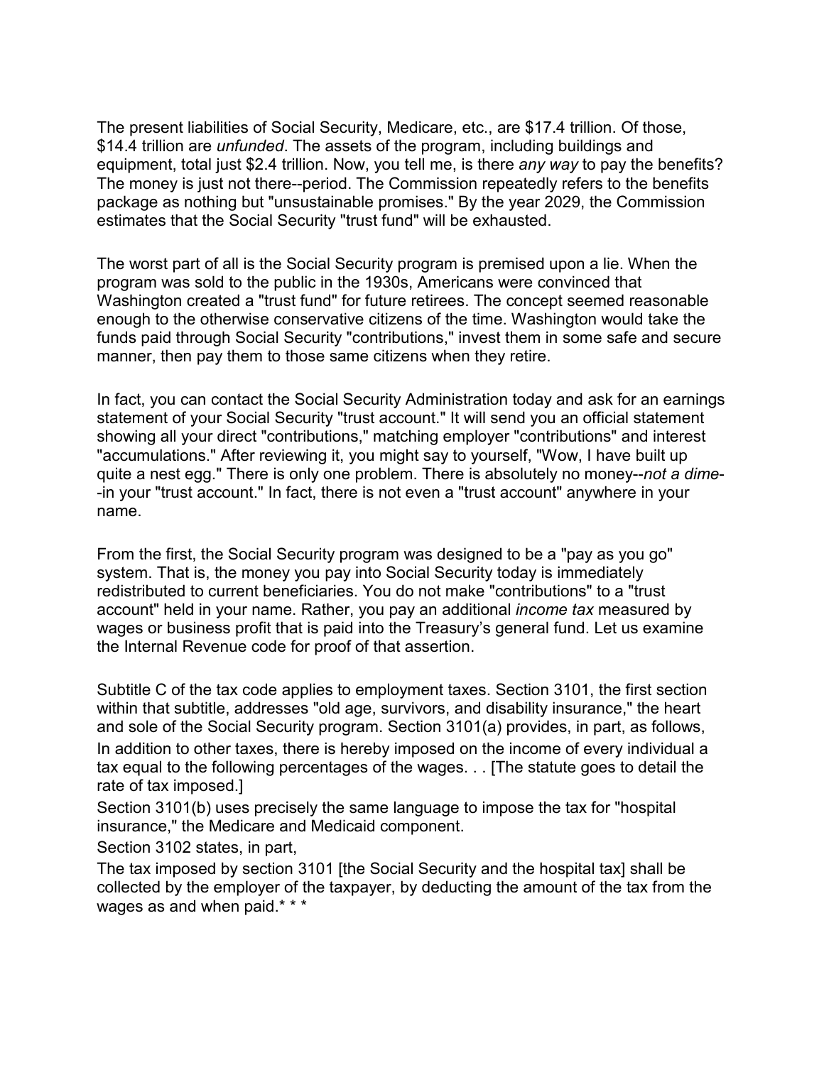The present liabilities of Social Security, Medicare, etc., are $17.4 trillion. Of those, $14.4 trillion are *unfunded*. The assets of the program, including buildings and equipment, total just $2.4 trillion. Now, you tell me, is there *any way* to pay the benefits? The money is just not there--period. The Commission repeatedly refers to the benefits package as nothing but "unsustainable promises." By the year 2029, the Commission estimates that the Social Security "trust fund" will be exhausted.

The worst part of all is the Social Security program is premised upon a lie. When the program was sold to the public in the 1930s, Americans were convinced that Washington created a "trust fund" for future retirees. The concept seemed reasonable enough to the otherwise conservative citizens of the time. Washington would take the funds paid through Social Security "contributions," invest them in some safe and secure manner, then pay them to those same citizens when they retire.

In fact, you can contact the Social Security Administration today and ask for an earnings statement of your Social Security "trust account." It will send you an official statement showing all your direct "contributions," matching employer "contributions" and interest "accumulations." After reviewing it, you might say to yourself, "Wow, I have built up quite a nest egg." There is only one problem. There is absolutely no money--*not a dime*--in your "trust account." In fact, there is not even a "trust account" anywhere in your name.

From the first, the Social Security program was designed to be a "pay as you go" system. That is, the money you pay into Social Security today is immediately redistributed to current beneficiaries. You do not make "contributions" to a "trust account" held in your name. Rather, you pay an additional *income tax* measured by wages or business profit that is paid into the Treasury's general fund. Let us examine the Internal Revenue code for proof of that assertion.

Subtitle C of the tax code applies to employment taxes. Section 3101, the first section within that subtitle, addresses "old age, survivors, and disability insurance," the heart and sole of the Social Security program. Section 3101(a) provides, in part, as follows,

In addition to other taxes, there is hereby imposed on the income of every individual a tax equal to the following percentages of the wages. . . [The statute goes to detail the rate of tax imposed.]

Section 3101(b) uses precisely the same language to impose the tax for "hospital insurance," the Medicare and Medicaid component.

Section 3102 states, in part,

The tax imposed by section 3101 [the Social Security and the hospital tax] shall be collected by the employer of the taxpayer, by deducting the amount of the tax from the wages as and when paid.* * *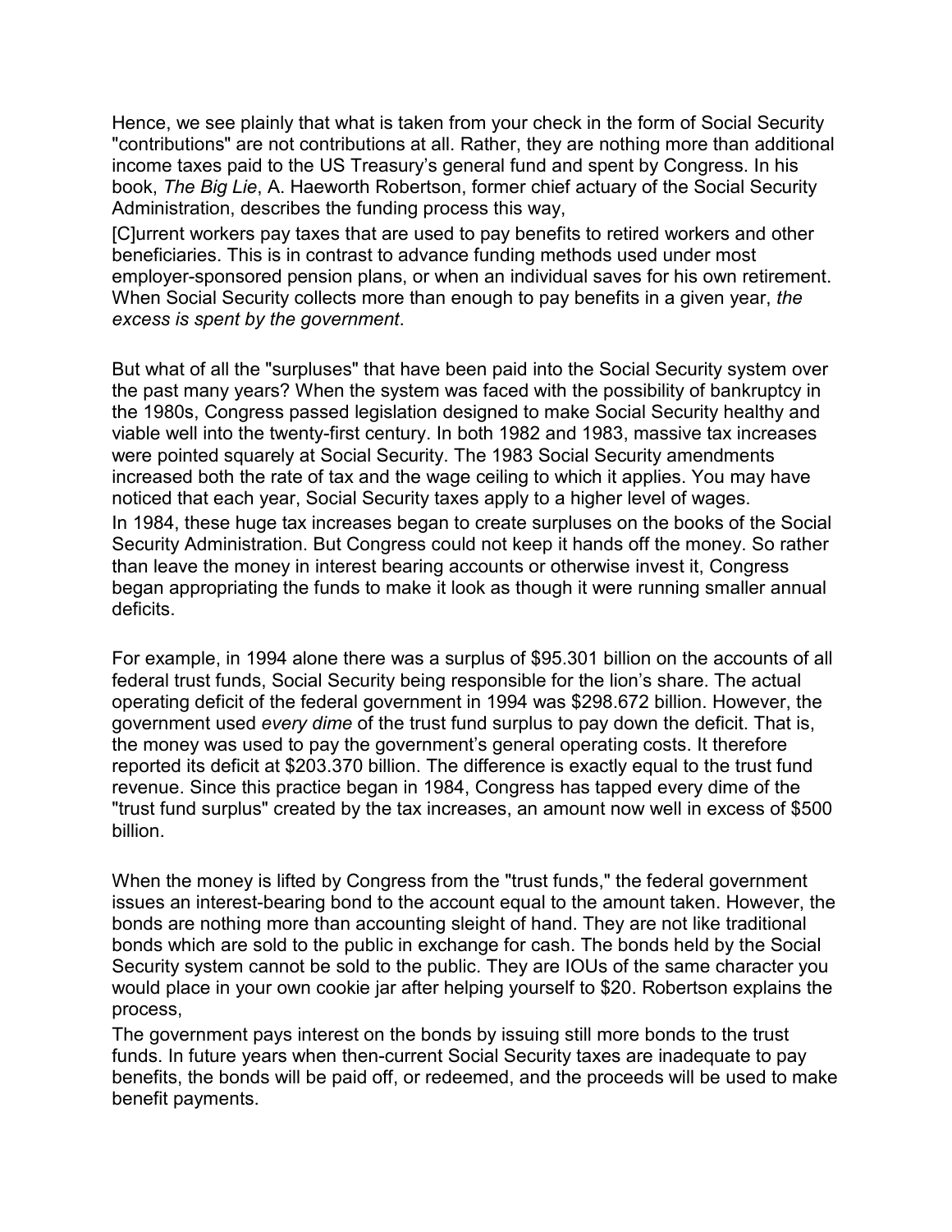Hence, we see plainly that what is taken from your check in the form of Social Security "contributions" are not contributions at all. Rather, they are nothing more than additional income taxes paid to the US Treasury's general fund and spent by Congress. In his book, *The Big Lie*, A. Haeworth Robertson, former chief actuary of the Social Security Administration, describes the funding process this way,

> [C]urrent workers pay taxes that are used to pay benefits to retired workers and other beneficiaries. This is in contrast to advance funding methods used under most employer-sponsored pension plans, or when an individual saves for his own retirement. When Social Security collects more than enough to pay benefits in a given year, *the excess is spent by the government*.

But what of all the "surpluses" that have been paid into the Social Security system over the past many years? When the system was faced with the possibility of bankruptcy in the 1980s, Congress passed legislation designed to make Social Security healthy and viable well into the twenty-first century. In both 1982 and 1983, massive tax increases were pointed squarely at Social Security. The 1983 Social Security amendments increased both the rate of tax and the wage ceiling to which it applies. You may have noticed that each year, Social Security taxes apply to a higher level of wages.

In 1984, these huge tax increases began to create surpluses on the books of the Social Security Administration. But Congress could not keep it hands off the money. So rather than leave the money in interest bearing accounts or otherwise invest it, Congress began appropriating the funds to make it look as though it were running smaller annual deficits.

For example, in 1994 alone there was a surplus of $95.301 billion on the accounts of all federal trust funds, Social Security being responsible for the lion's share. The actual operating deficit of the federal government in 1994 was $298.672 billion. However, the government used *every dime* of the trust fund surplus to pay down the deficit. That is, the money was used to pay the government's general operating costs. It therefore reported its deficit at $203.370 billion. The difference is exactly equal to the trust fund revenue. Since this practice began in 1984, Congress has tapped every dime of the "trust fund surplus" created by the tax increases, an amount now well in excess of $500 billion.

When the money is lifted by Congress from the "trust funds," the federal government issues an interest-bearing bond to the account equal to the amount taken. However, the bonds are nothing more than accounting sleight of hand. They are not like traditional bonds which are sold to the public in exchange for cash. The bonds held by the Social Security system cannot be sold to the public. They are IOUs of the same character you would place in your own cookie jar after helping yourself to $20. Robertson explains the process,

> The government pays interest on the bonds by issuing still more bonds to the trust funds. In future years when then-current Social Security taxes are inadequate to pay benefits, the bonds will be paid off, or redeemed, and the proceeds will be used to make benefit payments.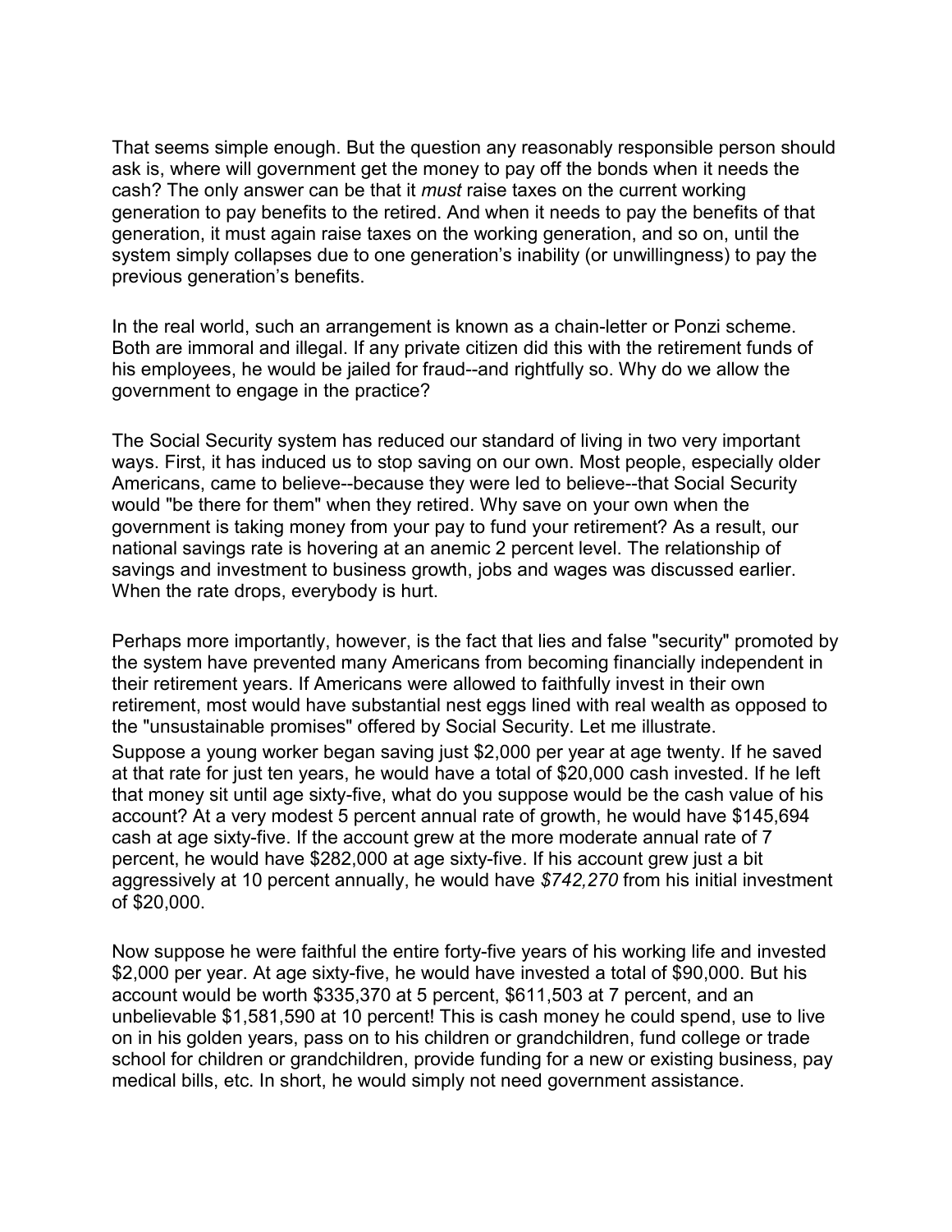That seems simple enough. But the question any reasonably responsible person should ask is, where will government get the money to pay off the bonds when it needs the cash? The only answer can be that it *must* raise taxes on the current working generation to pay benefits to the retired. And when it needs to pay the benefits of that generation, it must again raise taxes on the working generation, and so on, until the system simply collapses due to one generation's inability (or unwillingness) to pay the previous generation's benefits.

In the real world, such an arrangement is known as a chain-letter or Ponzi scheme. Both are immoral and illegal. If any private citizen did this with the retirement funds of his employees, he would be jailed for fraud--and rightfully so. Why do we allow the government to engage in the practice?

The Social Security system has reduced our standard of living in two very important ways. First, it has induced us to stop saving on our own. Most people, especially older Americans, came to believe--because they were led to believe--that Social Security would "be there for them" when they retired. Why save on your own when the government is taking money from your pay to fund your retirement? As a result, our national savings rate is hovering at an anemic 2 percent level. The relationship of savings and investment to business growth, jobs and wages was discussed earlier. When the rate drops, everybody is hurt.

Perhaps more importantly, however, is the fact that lies and false "security" promoted by the system have prevented many Americans from becoming financially independent in their retirement years. If Americans were allowed to faithfully invest in their own retirement, most would have substantial nest eggs lined with real wealth as opposed to the "unsustainable promises" offered by Social Security. Let me illustrate.

Suppose a young worker began saving just $2,000 per year at age twenty. If he saved at that rate for just ten years, he would have a total of $20,000 cash invested. If he left that money sit until age sixty-five, what do you suppose would be the cash value of his account? At a very modest 5 percent annual rate of growth, he would have $145,694 cash at age sixty-five. If the account grew at the more moderate annual rate of 7 percent, he would have $282,000 at age sixty-five. If his account grew just a bit aggressively at 10 percent annually, he would have *$742,270* from his initial investment of $20,000.

Now suppose he were faithful the entire forty-five years of his working life and invested $2,000 per year. At age sixty-five, he would have invested a total of $90,000. But his account would be worth $335,370 at 5 percent, $611,503 at 7 percent, and an unbelievable $1,581,590 at 10 percent! This is cash money he could spend, use to live on in his golden years, pass on to his children or grandchildren, fund college or trade school for children or grandchildren, provide funding for a new or existing business, pay medical bills, etc. In short, he would simply not need government assistance.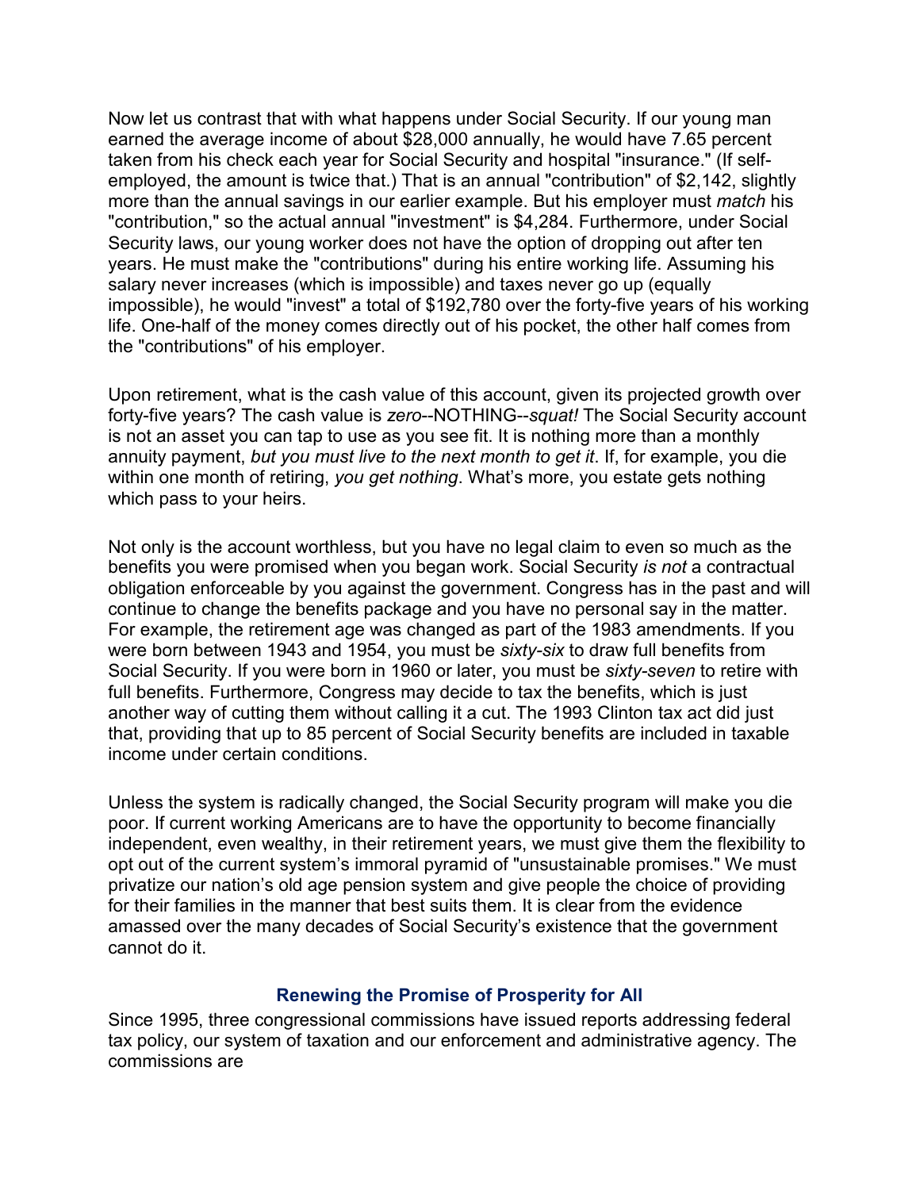Now let us contrast that with what happens under Social Security. If our young man earned the average income of about $28,000 annually, he would have 7.65 percent taken from his check each year for Social Security and hospital "insurance." (If self-employed, the amount is twice that.) That is an annual "contribution" of $2,142, slightly more than the annual savings in our earlier example. But his employer must *match* his "contribution," so the actual annual "investment" is $4,284. Furthermore, under Social Security laws, our young worker does not have the option of dropping out after ten years. He must make the "contributions" during his entire working life. Assuming his salary never increases (which is impossible) and taxes never go up (equally impossible), he would "invest" a total of $192,780 over the forty-five years of his working life. One-half of the money comes directly out of his pocket, the other half comes from the "contributions" of his employer.

Upon retirement, what is the cash value of this account, given its projected growth over forty-five years? The cash value is *zero*--NOTHING--*squat!* The Social Security account is not an asset you can tap to use as you see fit. It is nothing more than a monthly annuity payment, *but you must live to the next month to get it*. If, for example, you die within one month of retiring, *you get nothing*. What's more, you estate gets nothing which pass to your heirs.

Not only is the account worthless, but you have no legal claim to even so much as the benefits you were promised when you began work. Social Security *is not* a contractual obligation enforceable by you against the government. Congress has in the past and will continue to change the benefits package and you have no personal say in the matter. For example, the retirement age was changed as part of the 1983 amendments. If you were born between 1943 and 1954, you must be *sixty-six* to draw full benefits from Social Security. If you were born in 1960 or later, you must be *sixty-seven* to retire with full benefits. Furthermore, Congress may decide to tax the benefits, which is just another way of cutting them without calling it a cut. The 1993 Clinton tax act did just that, providing that up to 85 percent of Social Security benefits are included in taxable income under certain conditions.

Unless the system is radically changed, the Social Security program will make you die poor. If current working Americans are to have the opportunity to become financially independent, even wealthy, in their retirement years, we must give them the flexibility to opt out of the current system's immoral pyramid of "unsustainable promises." We must privatize our nation's old age pension system and give people the choice of providing for their families in the manner that best suits them. It is clear from the evidence amassed over the many decades of Social Security's existence that the government cannot do it.

### Renewing the Promise of Prosperity for All

Since 1995, three congressional commissions have issued reports addressing federal tax policy, our system of taxation and our enforcement and administrative agency. The commissions are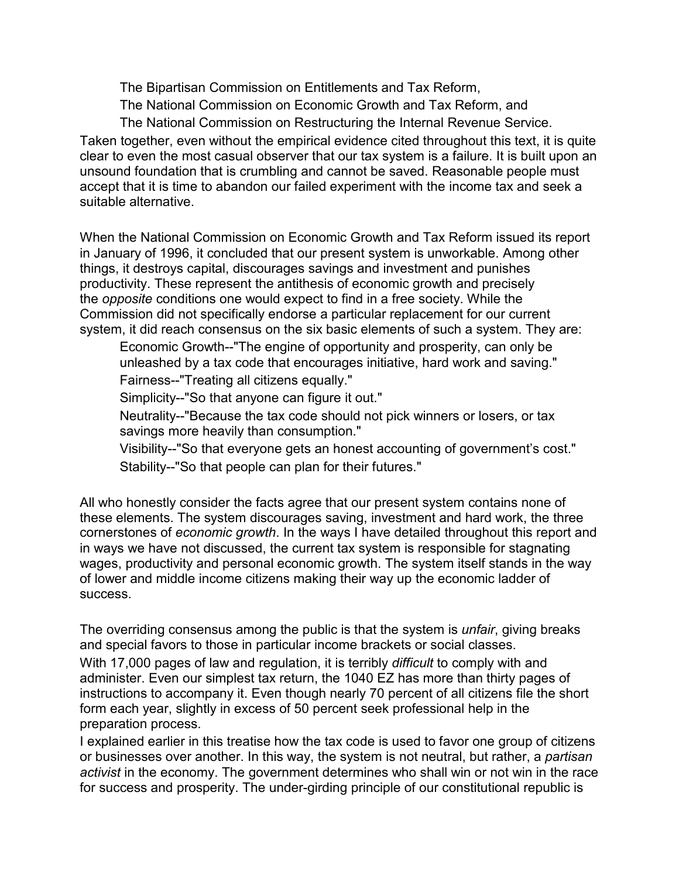The Bipartisan Commission on Entitlements and Tax Reform,

The National Commission on Economic Growth and Tax Reform, and

The National Commission on Restructuring the Internal Revenue Service.

Taken together, even without the empirical evidence cited throughout this text, it is quite clear to even the most casual observer that our tax system is a failure. It is built upon an unsound foundation that is crumbling and cannot be saved. Reasonable people must accept that it is time to abandon our failed experiment with the income tax and seek a suitable alternative.

When the National Commission on Economic Growth and Tax Reform issued its report in January of 1996, it concluded that our present system is unworkable. Among other things, it destroys capital, discourages savings and investment and punishes productivity. These represent the antithesis of economic growth and precisely the *opposite* conditions one would expect to find in a free society. While the Commission did not specifically endorse a particular replacement for our current system, it did reach consensus on the six basic elements of such a system. They are:

Economic Growth--"The engine of opportunity and prosperity, can only be unleashed by a tax code that encourages initiative, hard work and saving."

Fairness--"Treating all citizens equally."

Simplicity--"So that anyone can figure it out."

Neutrality--"Because the tax code should not pick winners or losers, or tax savings more heavily than consumption."

Visibility--"So that everyone gets an honest accounting of government's cost."

Stability--"So that people can plan for their futures."

All who honestly consider the facts agree that our present system contains none of these elements. The system discourages saving, investment and hard work, the three cornerstones of *economic growth*. In the ways I have detailed throughout this report and in ways we have not discussed, the current tax system is responsible for stagnating wages, productivity and personal economic growth. The system itself stands in the way of lower and middle income citizens making their way up the economic ladder of success.

The overriding consensus among the public is that the system is *unfair*, giving breaks and special favors to those in particular income brackets or social classes.

With 17,000 pages of law and regulation, it is terribly *difficult* to comply with and administer. Even our simplest tax return, the 1040 EZ has more than thirty pages of instructions to accompany it. Even though nearly 70 percent of all citizens file the short form each year, slightly in excess of 50 percent seek professional help in the preparation process.

I explained earlier in this treatise how the tax code is used to favor one group of citizens or businesses over another. In this way, the system is not neutral, but rather, a *partisan activist* in the economy. The government determines who shall win or not win in the race for success and prosperity. The under-girding principle of our constitutional republic is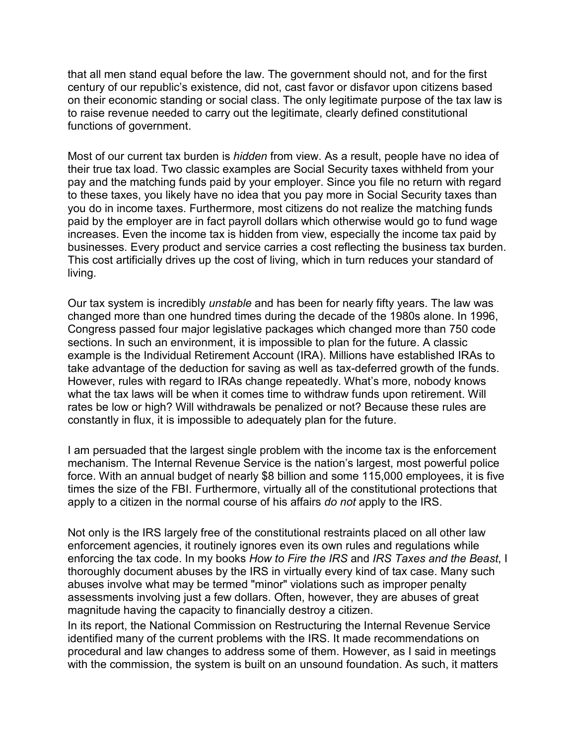that all men stand equal before the law. The government should not, and for the first century of our republic's existence, did not, cast favor or disfavor upon citizens based on their economic standing or social class. The only legitimate purpose of the tax law is to raise revenue needed to carry out the legitimate, clearly defined constitutional functions of government.

Most of our current tax burden is *hidden* from view. As a result, people have no idea of their true tax load. Two classic examples are Social Security taxes withheld from your pay and the matching funds paid by your employer. Since you file no return with regard to these taxes, you likely have no idea that you pay more in Social Security taxes than you do in income taxes. Furthermore, most citizens do not realize the matching funds paid by the employer are in fact payroll dollars which otherwise would go to fund wage increases. Even the income tax is hidden from view, especially the income tax paid by businesses. Every product and service carries a cost reflecting the business tax burden. This cost artificially drives up the cost of living, which in turn reduces your standard of living.

Our tax system is incredibly *unstable* and has been for nearly fifty years. The law was changed more than one hundred times during the decade of the 1980s alone. In 1996, Congress passed four major legislative packages which changed more than 750 code sections. In such an environment, it is impossible to plan for the future. A classic example is the Individual Retirement Account (IRA). Millions have established IRAs to take advantage of the deduction for saving as well as tax-deferred growth of the funds. However, rules with regard to IRAs change repeatedly. What's more, nobody knows what the tax laws will be when it comes time to withdraw funds upon retirement. Will rates be low or high? Will withdrawals be penalized or not? Because these rules are constantly in flux, it is impossible to adequately plan for the future.

I am persuaded that the largest single problem with the income tax is the enforcement mechanism. The Internal Revenue Service is the nation's largest, most powerful police force. With an annual budget of nearly $8 billion and some 115,000 employees, it is five times the size of the FBI. Furthermore, virtually all of the constitutional protections that apply to a citizen in the normal course of his affairs *do not* apply to the IRS.

Not only is the IRS largely free of the constitutional restraints placed on all other law enforcement agencies, it routinely ignores even its own rules and regulations while enforcing the tax code. In my books *How to Fire the IRS* and *IRS Taxes and the Beast*, I thoroughly document abuses by the IRS in virtually every kind of tax case. Many such abuses involve what may be termed "minor" violations such as improper penalty assessments involving just a few dollars. Often, however, they are abuses of great magnitude having the capacity to financially destroy a citizen.

In its report, the National Commission on Restructuring the Internal Revenue Service identified many of the current problems with the IRS. It made recommendations on procedural and law changes to address some of them. However, as I said in meetings with the commission, the system is built on an unsound foundation. As such, it matters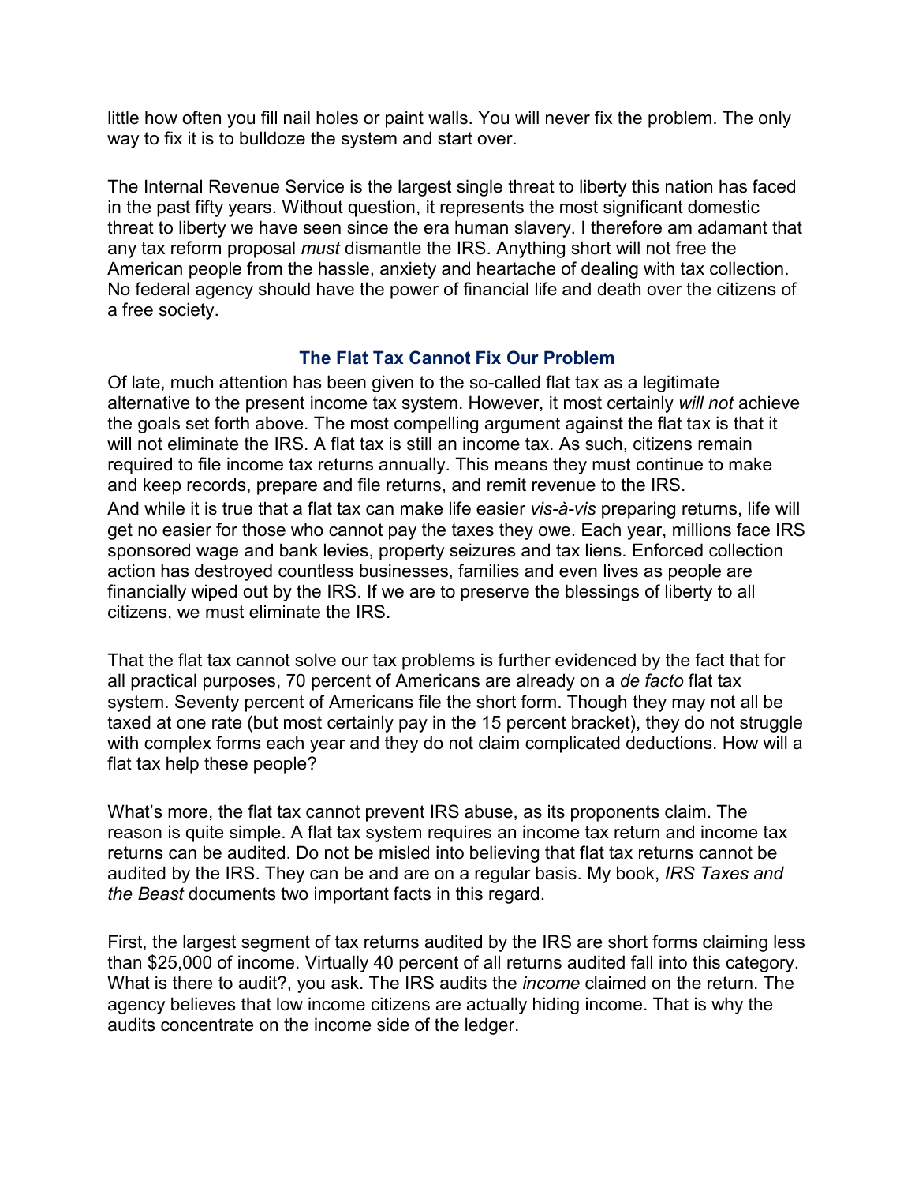little how often you fill nail holes or paint walls. You will never fix the problem. The only way to fix it is to bulldoze the system and start over.

The Internal Revenue Service is the largest single threat to liberty this nation has faced in the past fifty years. Without question, it represents the most significant domestic threat to liberty we have seen since the era human slavery. I therefore am adamant that any tax reform proposal *must* dismantle the IRS. Anything short will not free the American people from the hassle, anxiety and heartache of dealing with tax collection. No federal agency should have the power of financial life and death over the citizens of a free society.

### The Flat Tax Cannot Fix Our Problem

Of late, much attention has been given to the so-called flat tax as a legitimate alternative to the present income tax system. However, it most certainly *will not* achieve the goals set forth above. The most compelling argument against the flat tax is that it will not eliminate the IRS. A flat tax is still an income tax. As such, citizens remain required to file income tax returns annually. This means they must continue to make and keep records, prepare and file returns, and remit revenue to the IRS.

And while it is true that a flat tax can make life easier *vis-à-vis* preparing returns, life will get no easier for those who cannot pay the taxes they owe. Each year, millions face IRS sponsored wage and bank levies, property seizures and tax liens. Enforced collection action has destroyed countless businesses, families and even lives as people are financially wiped out by the IRS. If we are to preserve the blessings of liberty to all citizens, we must eliminate the IRS.

That the flat tax cannot solve our tax problems is further evidenced by the fact that for all practical purposes, 70 percent of Americans are already on a *de facto* flat tax system. Seventy percent of Americans file the short form. Though they may not all be taxed at one rate (but most certainly pay in the 15 percent bracket), they do not struggle with complex forms each year and they do not claim complicated deductions. How will a flat tax help these people?

What's more, the flat tax cannot prevent IRS abuse, as its proponents claim. The reason is quite simple. A flat tax system requires an income tax return and income tax returns can be audited. Do not be misled into believing that flat tax returns cannot be audited by the IRS. They can be and are on a regular basis. My book, *IRS Taxes and the Beast* documents two important facts in this regard.

First, the largest segment of tax returns audited by the IRS are short forms claiming less than $25,000 of income. Virtually 40 percent of all returns audited fall into this category. What is there to audit?, you ask. The IRS audits the *income* claimed on the return. The agency believes that low income citizens are actually hiding income. That is why the audits concentrate on the income side of the ledger.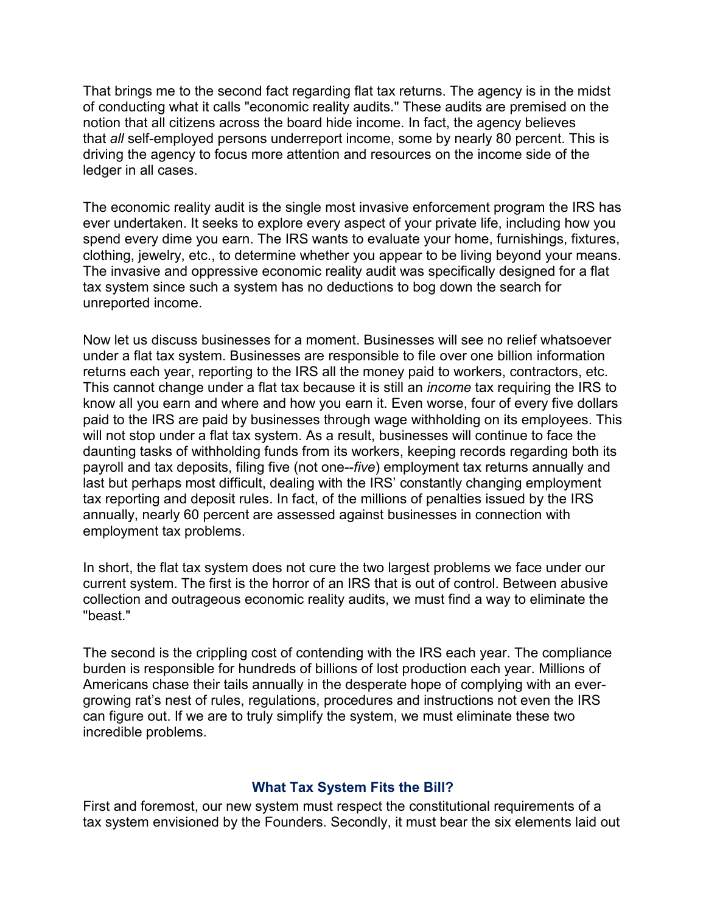That brings me to the second fact regarding flat tax returns. The agency is in the midst of conducting what it calls "economic reality audits." These audits are premised on the notion that all citizens across the board hide income. In fact, the agency believes that *all* self-employed persons underreport income, some by nearly 80 percent. This is driving the agency to focus more attention and resources on the income side of the ledger in all cases.

The economic reality audit is the single most invasive enforcement program the IRS has ever undertaken. It seeks to explore every aspect of your private life, including how you spend every dime you earn. The IRS wants to evaluate your home, furnishings, fixtures, clothing, jewelry, etc., to determine whether you appear to be living beyond your means. The invasive and oppressive economic reality audit was specifically designed for a flat tax system since such a system has no deductions to bog down the search for unreported income.

Now let us discuss businesses for a moment. Businesses will see no relief whatsoever under a flat tax system. Businesses are responsible to file over one billion information returns each year, reporting to the IRS all the money paid to workers, contractors, etc. This cannot change under a flat tax because it is still an *income* tax requiring the IRS to know all you earn and where and how you earn it. Even worse, four of every five dollars paid to the IRS are paid by businesses through wage withholding on its employees. This will not stop under a flat tax system. As a result, businesses will continue to face the daunting tasks of withholding funds from its workers, keeping records regarding both its payroll and tax deposits, filing five (not one--*five*) employment tax returns annually and last but perhaps most difficult, dealing with the IRS' constantly changing employment tax reporting and deposit rules. In fact, of the millions of penalties issued by the IRS annually, nearly 60 percent are assessed against businesses in connection with employment tax problems.

In short, the flat tax system does not cure the two largest problems we face under our current system. The first is the horror of an IRS that is out of control. Between abusive collection and outrageous economic reality audits, we must find a way to eliminate the "beast."

The second is the crippling cost of contending with the IRS each year. The compliance burden is responsible for hundreds of billions of lost production each year. Millions of Americans chase their tails annually in the desperate hope of complying with an ever-growing rat's nest of rules, regulations, procedures and instructions not even the IRS can figure out. If we are to truly simplify the system, we must eliminate these two incredible problems.

### What Tax System Fits the Bill?

First and foremost, our new system must respect the constitutional requirements of a tax system envisioned by the Founders. Secondly, it must bear the six elements laid out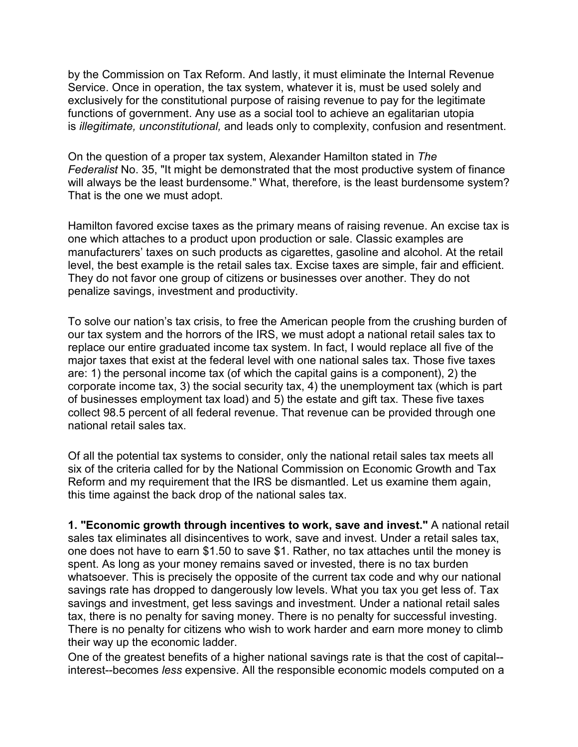by the Commission on Tax Reform. And lastly, it must eliminate the Internal Revenue Service. Once in operation, the tax system, whatever it is, must be used solely and exclusively for the constitutional purpose of raising revenue to pay for the legitimate functions of government. Any use as a social tool to achieve an egalitarian utopia is *illegitimate, unconstitutional,* and leads only to complexity, confusion and resentment.

On the question of a proper tax system, Alexander Hamilton stated in *The Federalist* No. 35, "It might be demonstrated that the most productive system of finance will always be the least burdensome." What, therefore, is the least burdensome system? That is the one we must adopt.

Hamilton favored excise taxes as the primary means of raising revenue. An excise tax is one which attaches to a product upon production or sale. Classic examples are manufacturers' taxes on such products as cigarettes, gasoline and alcohol. At the retail level, the best example is the retail sales tax. Excise taxes are simple, fair and efficient. They do not favor one group of citizens or businesses over another. They do not penalize savings, investment and productivity.

To solve our nation's tax crisis, to free the American people from the crushing burden of our tax system and the horrors of the IRS, we must adopt a national retail sales tax to replace our entire graduated income tax system. In fact, I would replace all five of the major taxes that exist at the federal level with one national sales tax. Those five taxes are: 1) the personal income tax (of which the capital gains is a component), 2) the corporate income tax, 3) the social security tax, 4) the unemployment tax (which is part of businesses employment tax load) and 5) the estate and gift tax. These five taxes collect 98.5 percent of all federal revenue. That revenue can be provided through one national retail sales tax.

Of all the potential tax systems to consider, only the national retail sales tax meets all six of the criteria called for by the National Commission on Economic Growth and Tax Reform and my requirement that the IRS be dismantled. Let us examine them again, this time against the back drop of the national sales tax.

**1. "Economic growth through incentives to work, save and invest."** A national retail sales tax eliminates all disincentives to work, save and invest. Under a retail sales tax, one does not have to earn $1.50 to save $1. Rather, no tax attaches until the money is spent. As long as your money remains saved or invested, there is no tax burden whatsoever. This is precisely the opposite of the current tax code and why our national savings rate has dropped to dangerously low levels. What you tax you get less of. Tax savings and investment, get less savings and investment. Under a national retail sales tax, there is no penalty for saving money. There is no penalty for successful investing. There is no penalty for citizens who wish to work harder and earn more money to climb their way up the economic ladder.

One of the greatest benefits of a higher national savings rate is that the cost of capital--interest--becomes *less* expensive. All the responsible economic models computed on a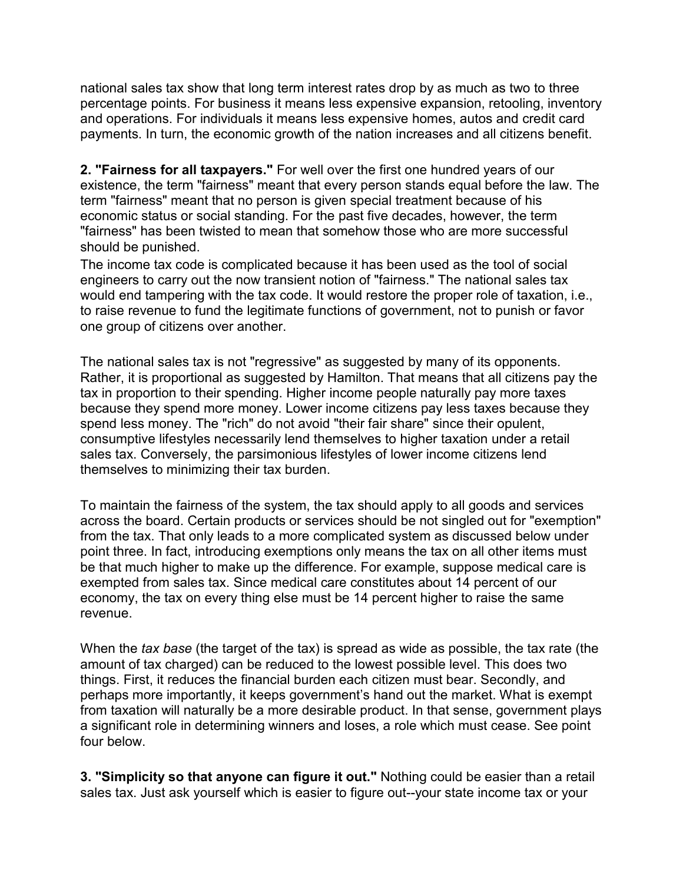national sales tax show that long term interest rates drop by as much as two to three percentage points. For business it means less expensive expansion, retooling, inventory and operations. For individuals it means less expensive homes, autos and credit card payments. In turn, the economic growth of the nation increases and all citizens benefit.

**2. "Fairness for all taxpayers."** For well over the first one hundred years of our existence, the term "fairness" meant that every person stands equal before the law. The term "fairness" meant that no person is given special treatment because of his economic status or social standing. For the past five decades, however, the term "fairness" has been twisted to mean that somehow those who are more successful should be punished.

The income tax code is complicated because it has been used as the tool of social engineers to carry out the now transient notion of "fairness." The national sales tax would end tampering with the tax code. It would restore the proper role of taxation, i.e., to raise revenue to fund the legitimate functions of government, not to punish or favor one group of citizens over another.

The national sales tax is not "regressive" as suggested by many of its opponents. Rather, it is proportional as suggested by Hamilton. That means that all citizens pay the tax in proportion to their spending. Higher income people naturally pay more taxes because they spend more money. Lower income citizens pay less taxes because they spend less money. The "rich" do not avoid "their fair share" since their opulent, consumptive lifestyles necessarily lend themselves to higher taxation under a retail sales tax. Conversely, the parsimonious lifestyles of lower income citizens lend themselves to minimizing their tax burden.

To maintain the fairness of the system, the tax should apply to all goods and services across the board. Certain products or services should be not singled out for "exemption" from the tax. That only leads to a more complicated system as discussed below under point three. In fact, introducing exemptions only means the tax on all other items must be that much higher to make up the difference. For example, suppose medical care is exempted from sales tax. Since medical care constitutes about 14 percent of our economy, the tax on every thing else must be 14 percent higher to raise the same revenue.

When the *tax base* (the target of the tax) is spread as wide as possible, the tax rate (the amount of tax charged) can be reduced to the lowest possible level. This does two things. First, it reduces the financial burden each citizen must bear. Secondly, and perhaps more importantly, it keeps government's hand out the market. What is exempt from taxation will naturally be a more desirable product. In that sense, government plays a significant role in determining winners and loses, a role which must cease. See point four below.

**3. "Simplicity so that anyone can figure it out."** Nothing could be easier than a retail sales tax. Just ask yourself which is easier to figure out--your state income tax or your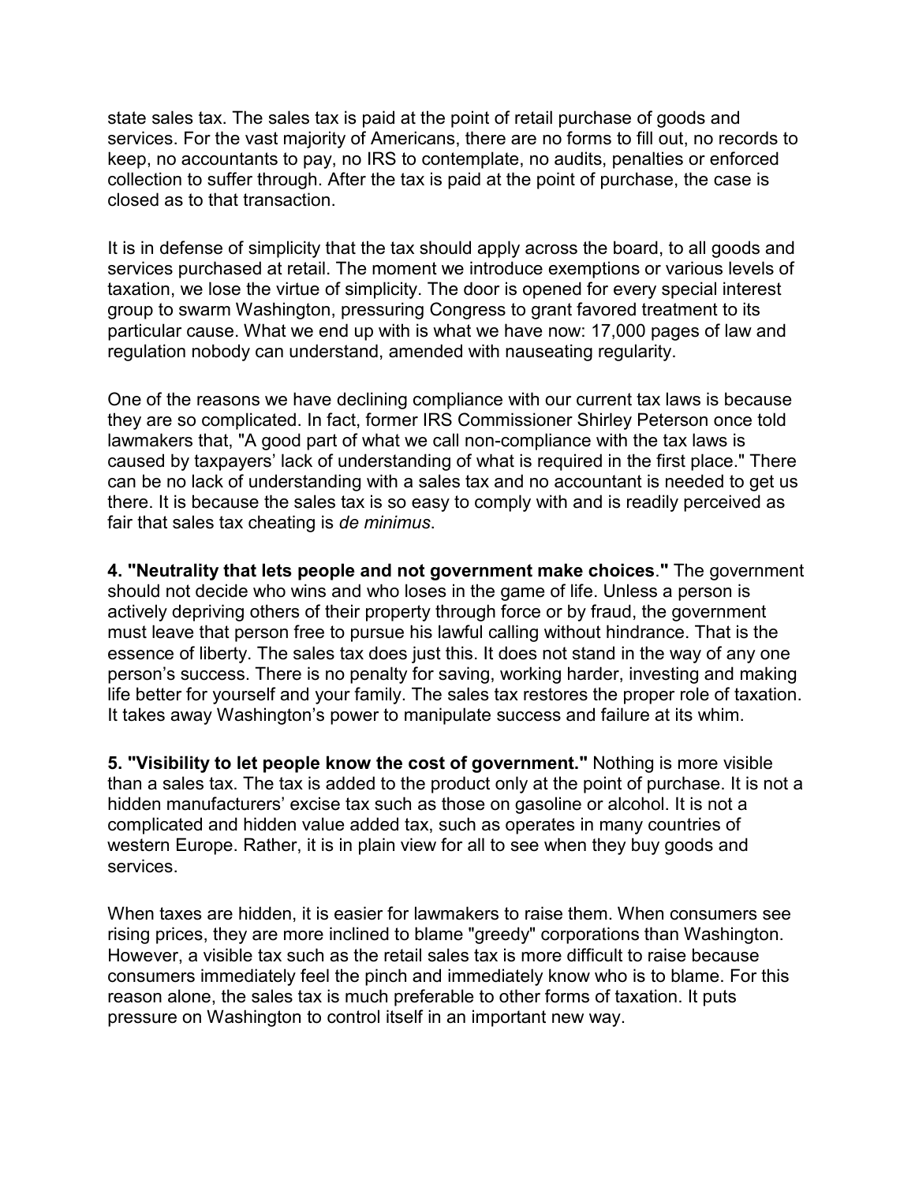state sales tax. The sales tax is paid at the point of retail purchase of goods and services. For the vast majority of Americans, there are no forms to fill out, no records to keep, no accountants to pay, no IRS to contemplate, no audits, penalties or enforced collection to suffer through. After the tax is paid at the point of purchase, the case is closed as to that transaction.

It is in defense of simplicity that the tax should apply across the board, to all goods and services purchased at retail. The moment we introduce exemptions or various levels of taxation, we lose the virtue of simplicity. The door is opened for every special interest group to swarm Washington, pressuring Congress to grant favored treatment to its particular cause. What we end up with is what we have now: 17,000 pages of law and regulation nobody can understand, amended with nauseating regularity.

One of the reasons we have declining compliance with our current tax laws is because they are so complicated. In fact, former IRS Commissioner Shirley Peterson once told lawmakers that, "A good part of what we call non-compliance with the tax laws is caused by taxpayers' lack of understanding of what is required in the first place." There can be no lack of understanding with a sales tax and no accountant is needed to get us there. It is because the sales tax is so easy to comply with and is readily perceived as fair that sales tax cheating is *de minimus*.

**4. "Neutrality that lets people and not government make choices."** The government should not decide who wins and who loses in the game of life. Unless a person is actively depriving others of their property through force or by fraud, the government must leave that person free to pursue his lawful calling without hindrance. That is the essence of liberty. The sales tax does just this. It does not stand in the way of any one person's success. There is no penalty for saving, working harder, investing and making life better for yourself and your family. The sales tax restores the proper role of taxation. It takes away Washington's power to manipulate success and failure at its whim.

**5. "Visibility to let people know the cost of government."** Nothing is more visible than a sales tax. The tax is added to the product only at the point of purchase. It is not a hidden manufacturers' excise tax such as those on gasoline or alcohol. It is not a complicated and hidden value added tax, such as operates in many countries of western Europe. Rather, it is in plain view for all to see when they buy goods and services.

When taxes are hidden, it is easier for lawmakers to raise them. When consumers see rising prices, they are more inclined to blame "greedy" corporations than Washington. However, a visible tax such as the retail sales tax is more difficult to raise because consumers immediately feel the pinch and immediately know who is to blame. For this reason alone, the sales tax is much preferable to other forms of taxation. It puts pressure on Washington to control itself in an important new way.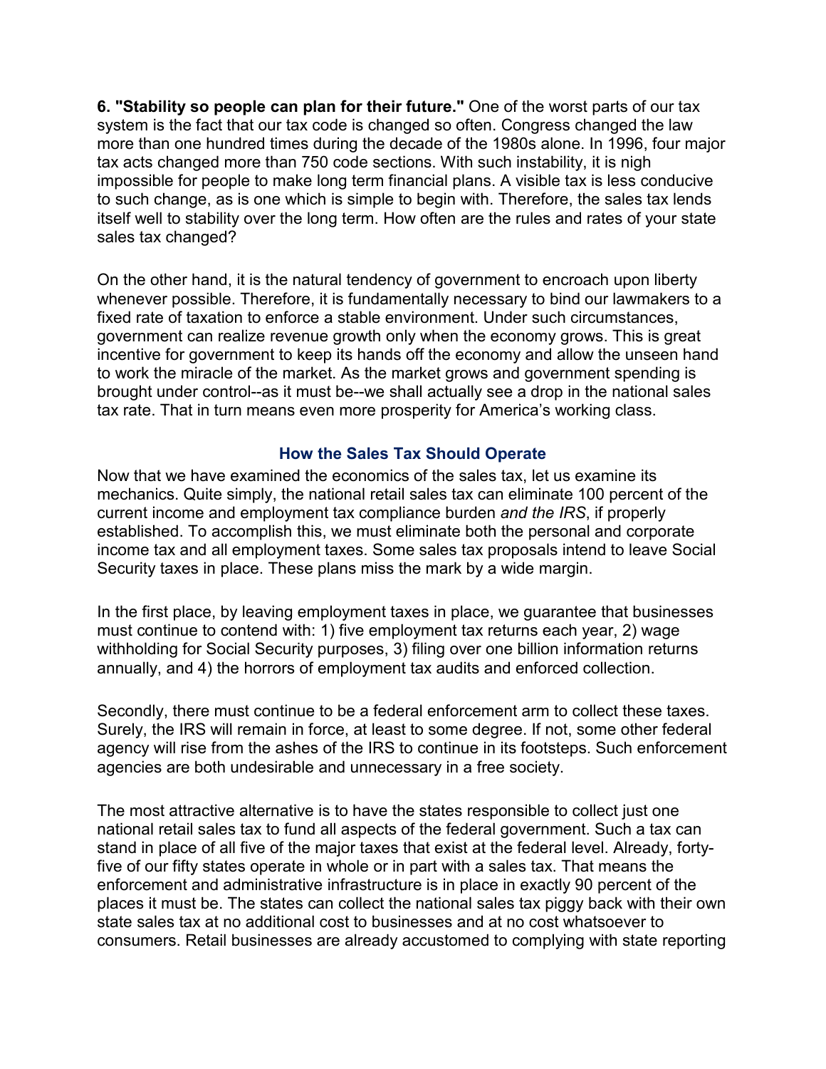**6. "Stability so people can plan for their future."** One of the worst parts of our tax system is the fact that our tax code is changed so often. Congress changed the law more than one hundred times during the decade of the 1980s alone. In 1996, four major tax acts changed more than 750 code sections. With such instability, it is nigh impossible for people to make long term financial plans. A visible tax is less conducive to such change, as is one which is simple to begin with. Therefore, the sales tax lends itself well to stability over the long term. How often are the rules and rates of your state sales tax changed?

On the other hand, it is the natural tendency of government to encroach upon liberty whenever possible. Therefore, it is fundamentally necessary to bind our lawmakers to a fixed rate of taxation to enforce a stable environment. Under such circumstances, government can realize revenue growth only when the economy grows. This is great incentive for government to keep its hands off the economy and allow the unseen hand to work the miracle of the market. As the market grows and government spending is brought under control--as it must be--we shall actually see a drop in the national sales tax rate. That in turn means even more prosperity for America's working class.

### How the Sales Tax Should Operate

Now that we have examined the economics of the sales tax, let us examine its mechanics. Quite simply, the national retail sales tax can eliminate 100 percent of the current income and employment tax compliance burden *and the IRS*, if properly established. To accomplish this, we must eliminate both the personal and corporate income tax and all employment taxes. Some sales tax proposals intend to leave Social Security taxes in place. These plans miss the mark by a wide margin.

In the first place, by leaving employment taxes in place, we guarantee that businesses must continue to contend with: 1) five employment tax returns each year, 2) wage withholding for Social Security purposes, 3) filing over one billion information returns annually, and 4) the horrors of employment tax audits and enforced collection.

Secondly, there must continue to be a federal enforcement arm to collect these taxes. Surely, the IRS will remain in force, at least to some degree. If not, some other federal agency will rise from the ashes of the IRS to continue in its footsteps. Such enforcement agencies are both undesirable and unnecessary in a free society.

The most attractive alternative is to have the states responsible to collect just one national retail sales tax to fund all aspects of the federal government. Such a tax can stand in place of all five of the major taxes that exist at the federal level. Already, forty-five of our fifty states operate in whole or in part with a sales tax. That means the enforcement and administrative infrastructure is in place in exactly 90 percent of the places it must be. The states can collect the national sales tax piggy back with their own state sales tax at no additional cost to businesses and at no cost whatsoever to consumers. Retail businesses are already accustomed to complying with state reporting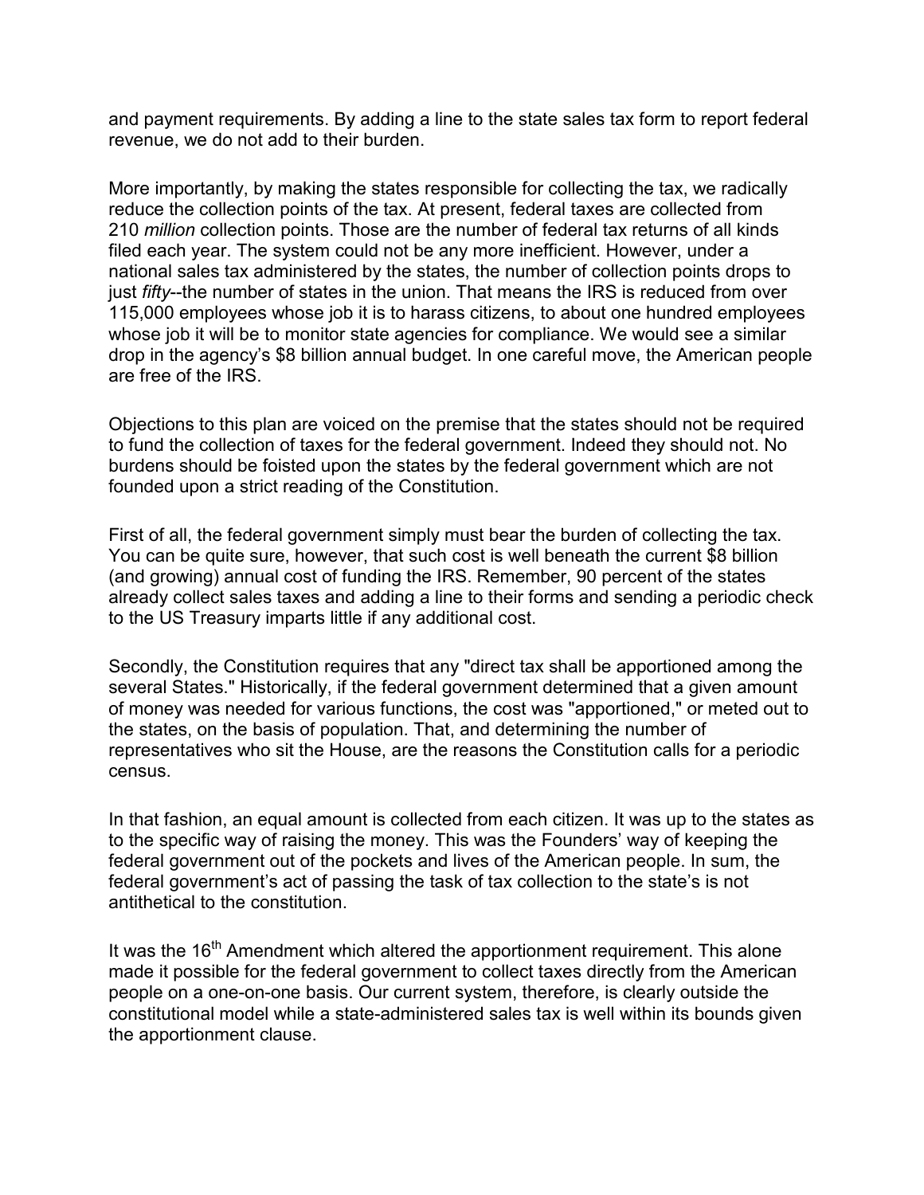and payment requirements. By adding a line to the state sales tax form to report federal revenue, we do not add to their burden.

More importantly, by making the states responsible for collecting the tax, we radically reduce the collection points of the tax. At present, federal taxes are collected from 210 *million* collection points. Those are the number of federal tax returns of all kinds filed each year. The system could not be any more inefficient. However, under a national sales tax administered by the states, the number of collection points drops to just *fifty*--the number of states in the union. That means the IRS is reduced from over 115,000 employees whose job it is to harass citizens, to about one hundred employees whose job it will be to monitor state agencies for compliance. We would see a similar drop in the agency's $8 billion annual budget. In one careful move, the American people are free of the IRS.

Objections to this plan are voiced on the premise that the states should not be required to fund the collection of taxes for the federal government. Indeed they should not. No burdens should be foisted upon the states by the federal government which are not founded upon a strict reading of the Constitution.

First of all, the federal government simply must bear the burden of collecting the tax. You can be quite sure, however, that such cost is well beneath the current $8 billion (and growing) annual cost of funding the IRS. Remember, 90 percent of the states already collect sales taxes and adding a line to their forms and sending a periodic check to the US Treasury imparts little if any additional cost.

Secondly, the Constitution requires that any "direct tax shall be apportioned among the several States." Historically, if the federal government determined that a given amount of money was needed for various functions, the cost was "apportioned," or meted out to the states, on the basis of population. That, and determining the number of representatives who sit the House, are the reasons the Constitution calls for a periodic census.

In that fashion, an equal amount is collected from each citizen. It was up to the states as to the specific way of raising the money. This was the Founders' way of keeping the federal government out of the pockets and lives of the American people. In sum, the federal government's act of passing the task of tax collection to the state's is not antithetical to the constitution.

It was the 16th Amendment which altered the apportionment requirement. This alone made it possible for the federal government to collect taxes directly from the American people on a one-on-one basis. Our current system, therefore, is clearly outside the constitutional model while a state-administered sales tax is well within its bounds given the apportionment clause.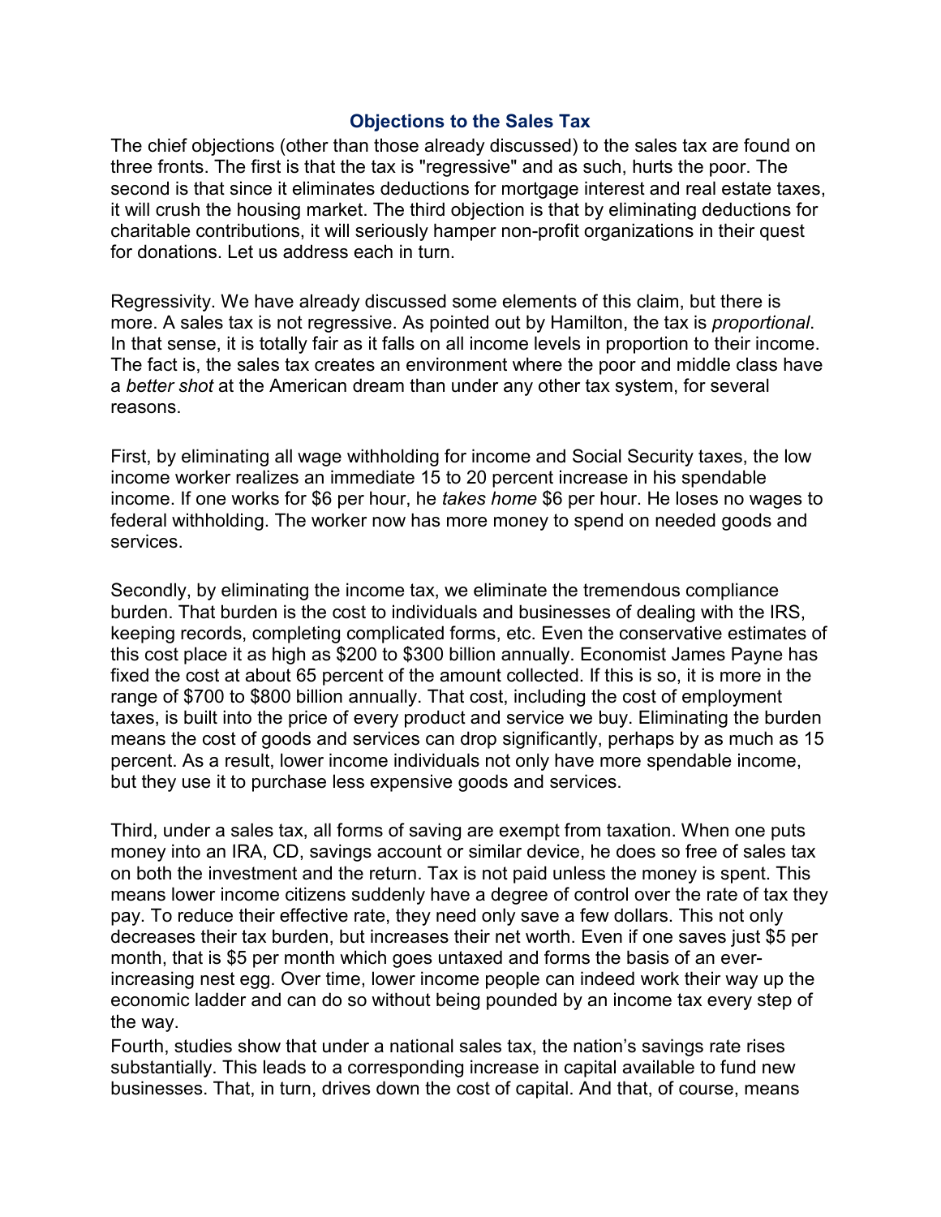## Objections to the Sales Tax

The chief objections (other than those already discussed) to the sales tax are found on three fronts. The first is that the tax is "regressive" and as such, hurts the poor. The second is that since it eliminates deductions for mortgage interest and real estate taxes, it will crush the housing market. The third objection is that by eliminating deductions for charitable contributions, it will seriously hamper non-profit organizations in their quest for donations. Let us address each in turn.

Regressivity. We have already discussed some elements of this claim, but there is more. A sales tax is not regressive. As pointed out by Hamilton, the tax is *proportional*. In that sense, it is totally fair as it falls on all income levels in proportion to their income. The fact is, the sales tax creates an environment where the poor and middle class have a *better shot* at the American dream than under any other tax system, for several reasons.

First, by eliminating all wage withholding for income and Social Security taxes, the low income worker realizes an immediate 15 to 20 percent increase in his spendable income. If one works for $6 per hour, he *takes home* $6 per hour. He loses no wages to federal withholding. The worker now has more money to spend on needed goods and services.

Secondly, by eliminating the income tax, we eliminate the tremendous compliance burden. That burden is the cost to individuals and businesses of dealing with the IRS, keeping records, completing complicated forms, etc. Even the conservative estimates of this cost place it as high as $200 to $300 billion annually. Economist James Payne has fixed the cost at about 65 percent of the amount collected. If this is so, it is more in the range of $700 to $800 billion annually. That cost, including the cost of employment taxes, is built into the price of every product and service we buy. Eliminating the burden means the cost of goods and services can drop significantly, perhaps by as much as 15 percent. As a result, lower income individuals not only have more spendable income, but they use it to purchase less expensive goods and services.

Third, under a sales tax, all forms of saving are exempt from taxation. When one puts money into an IRA, CD, savings account or similar device, he does so free of sales tax on both the investment and the return. Tax is not paid unless the money is spent. This means lower income citizens suddenly have a degree of control over the rate of tax they pay. To reduce their effective rate, they need only save a few dollars. This not only decreases their tax burden, but increases their net worth. Even if one saves just $5 per month, that is $5 per month which goes untaxed and forms the basis of an ever-increasing nest egg. Over time, lower income people can indeed work their way up the economic ladder and can do so without being pounded by an income tax every step of the way.

Fourth, studies show that under a national sales tax, the nation's savings rate rises substantially. This leads to a corresponding increase in capital available to fund new businesses. That, in turn, drives down the cost of capital. And that, of course, means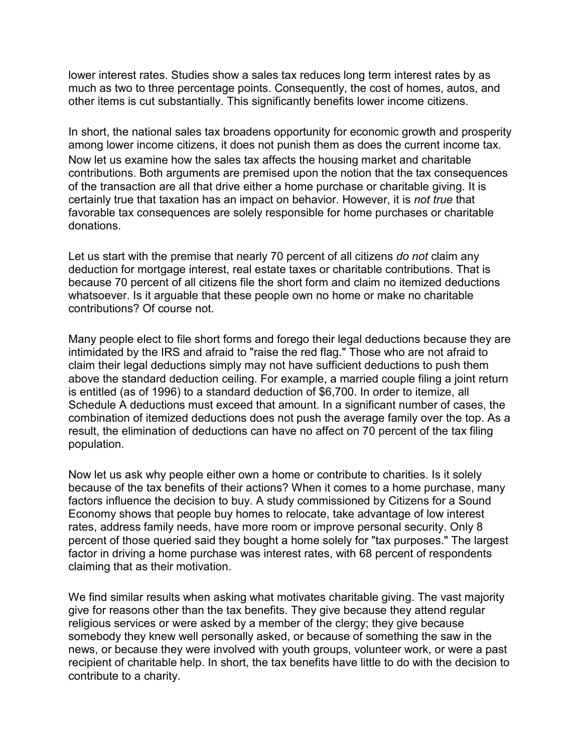lower interest rates. Studies show a sales tax reduces long term interest rates by as much as two to three percentage points. Consequently, the cost of homes, autos, and other items is cut substantially. This significantly benefits lower income citizens.

In short, the national sales tax broadens opportunity for economic growth and prosperity among lower income citizens, it does not punish them as does the current income tax. Now let us examine how the sales tax affects the housing market and charitable contributions. Both arguments are premised upon the notion that the tax consequences of the transaction are all that drive either a home purchase or charitable giving. It is certainly true that taxation has an impact on behavior. However, it is *not true* that favorable tax consequences are solely responsible for home purchases or charitable donations.

Let us start with the premise that nearly 70 percent of all citizens *do not* claim any deduction for mortgage interest, real estate taxes or charitable contributions. That is because 70 percent of all citizens file the short form and claim no itemized deductions whatsoever. Is it arguable that these people own no home or make no charitable contributions? Of course not.

Many people elect to file short forms and forego their legal deductions because they are intimidated by the IRS and afraid to "raise the red flag." Those who are not afraid to claim their legal deductions simply may not have sufficient deductions to push them above the standard deduction ceiling. For example, a married couple filing a joint return is entitled (as of 1996) to a standard deduction of $6,700. In order to itemize, all Schedule A deductions must exceed that amount. In a significant number of cases, the combination of itemized deductions does not push the average family over the top. As a result, the elimination of deductions can have no affect on 70 percent of the tax filing population.

Now let us ask why people either own a home or contribute to charities. Is it solely because of the tax benefits of their actions? When it comes to a home purchase, many factors influence the decision to buy. A study commissioned by Citizens for a Sound Economy shows that people buy homes to relocate, take advantage of low interest rates, address family needs, have more room or improve personal security. Only 8 percent of those queried said they bought a home solely for "tax purposes." The largest factor in driving a home purchase was interest rates, with 68 percent of respondents claiming that as their motivation.

We find similar results when asking what motivates charitable giving. The vast majority give for reasons other than the tax benefits. They give because they attend regular religious services or were asked by a member of the clergy; they give because somebody they knew well personally asked, or because of something the saw in the news, or because they were involved with youth groups, volunteer work, or were a past recipient of charitable help. In short, the tax benefits have little to do with the decision to contribute to a charity.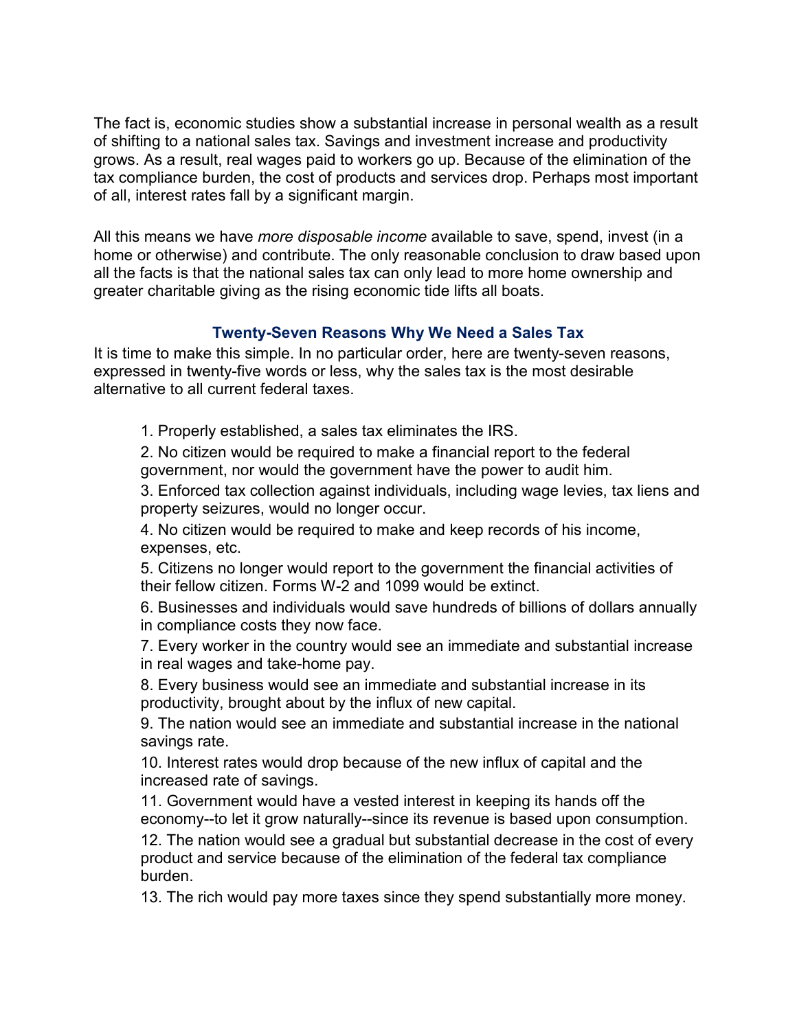The fact is, economic studies show a substantial increase in personal wealth as a result of shifting to a national sales tax. Savings and investment increase and productivity grows. As a result, real wages paid to workers go up. Because of the elimination of the tax compliance burden, the cost of products and services drop. Perhaps most important of all, interest rates fall by a significant margin.

All this means we have *more disposable income* available to save, spend, invest (in a home or otherwise) and contribute. The only reasonable conclusion to draw based upon all the facts is that the national sales tax can only lead to more home ownership and greater charitable giving as the rising economic tide lifts all boats.

### Twenty-Seven Reasons Why We Need a Sales Tax

It is time to make this simple. In no particular order, here are twenty-seven reasons, expressed in twenty-five words or less, why the sales tax is the most desirable alternative to all current federal taxes.

1. Properly established, a sales tax eliminates the IRS.
2. No citizen would be required to make a financial report to the federal government, nor would the government have the power to audit him.
3. Enforced tax collection against individuals, including wage levies, tax liens and property seizures, would no longer occur.
4. No citizen would be required to make and keep records of his income, expenses, etc.
5. Citizens no longer would report to the government the financial activities of their fellow citizen. Forms W-2 and 1099 would be extinct.
6. Businesses and individuals would save hundreds of billions of dollars annually in compliance costs they now face.
7. Every worker in the country would see an immediate and substantial increase in real wages and take-home pay.
8. Every business would see an immediate and substantial increase in its productivity, brought about by the influx of new capital.
9. The nation would see an immediate and substantial increase in the national savings rate.
10. Interest rates would drop because of the new influx of capital and the increased rate of savings.
11. Government would have a vested interest in keeping its hands off the economy--to let it grow naturally--since its revenue is based upon consumption.
12. The nation would see a gradual but substantial decrease in the cost of every product and service because of the elimination of the federal tax compliance burden.
13. The rich would pay more taxes since they spend substantially more money.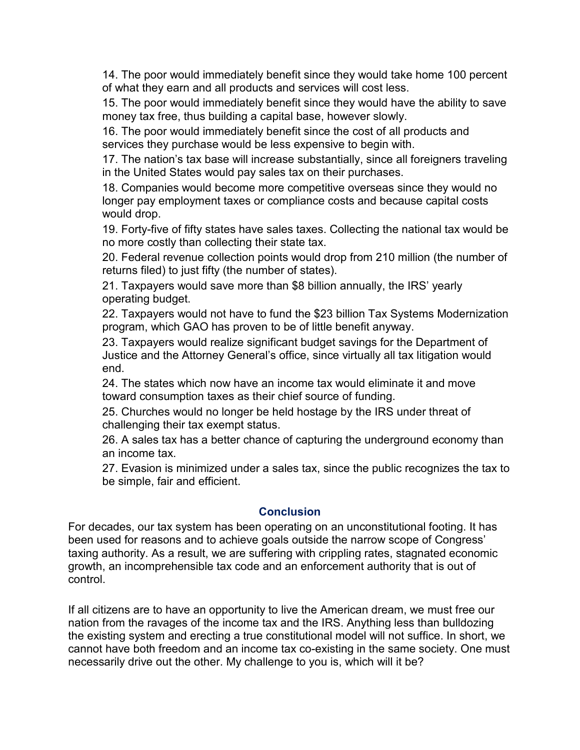14. The poor would immediately benefit since they would take home 100 percent of what they earn and all products and services will cost less.

15. The poor would immediately benefit since they would have the ability to save money tax free, thus building a capital base, however slowly.

16. The poor would immediately benefit since the cost of all products and services they purchase would be less expensive to begin with.

17. The nation's tax base will increase substantially, since all foreigners traveling in the United States would pay sales tax on their purchases.

18. Companies would become more competitive overseas since they would no longer pay employment taxes or compliance costs and because capital costs would drop.

19. Forty-five of fifty states have sales taxes. Collecting the national tax would be no more costly than collecting their state tax.

20. Federal revenue collection points would drop from 210 million (the number of returns filed) to just fifty (the number of states).

21. Taxpayers would save more than $8 billion annually, the IRS' yearly operating budget.

22. Taxpayers would not have to fund the $23 billion Tax Systems Modernization program, which GAO has proven to be of little benefit anyway.

23. Taxpayers would realize significant budget savings for the Department of Justice and the Attorney General's office, since virtually all tax litigation would end.

24. The states which now have an income tax would eliminate it and move toward consumption taxes as their chief source of funding.

25. Churches would no longer be held hostage by the IRS under threat of challenging their tax exempt status.

26. A sales tax has a better chance of capturing the underground economy than an income tax.

27. Evasion is minimized under a sales tax, since the public recognizes the tax to be simple, fair and efficient.

## Conclusion

For decades, our tax system has been operating on an unconstitutional footing. It has been used for reasons and to achieve goals outside the narrow scope of Congress' taxing authority. As a result, we are suffering with crippling rates, stagnated economic growth, an incomprehensible tax code and an enforcement authority that is out of control.

If all citizens are to have an opportunity to live the American dream, we must free our nation from the ravages of the income tax and the IRS. Anything less than bulldozing the existing system and erecting a true constitutional model will not suffice. In short, we cannot have both freedom and an income tax co-existing in the same society. One must necessarily drive out the other. My challenge to you is, which will it be?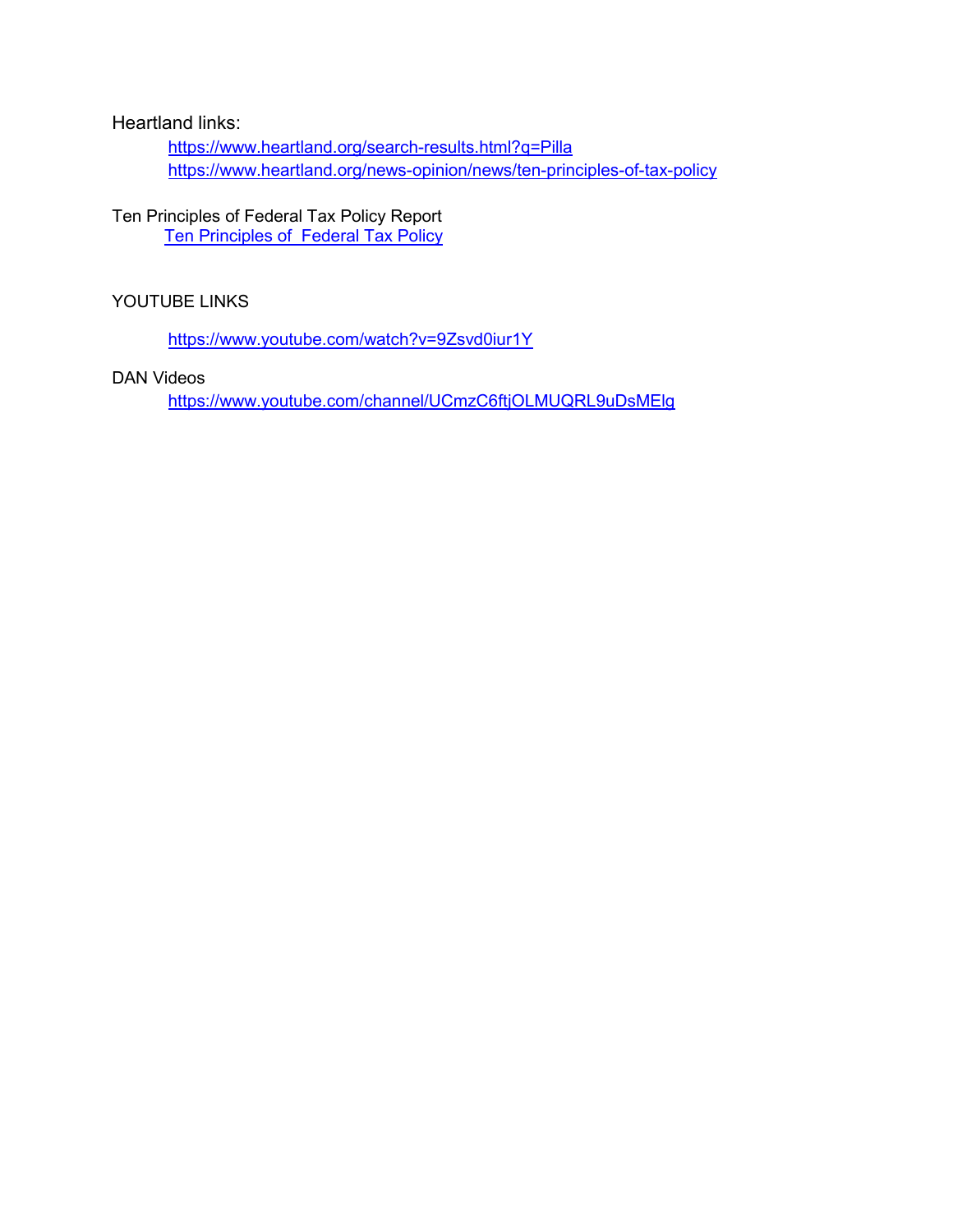Heartland links:

https://www.heartland.org/search-results.html?q=Pilla

https://www.heartland.org/news-opinion/news/ten-principles-of-tax-policy

Ten Principles of Federal Tax Policy Report

Ten Principles of  Federal Tax Policy

YOUTUBE LINKS

https://www.youtube.com/watch?v=9Zsvd0iur1Y

DAN Videos

https://www.youtube.com/channel/UCmzC6ftjOLMUQRL9uDsMElg